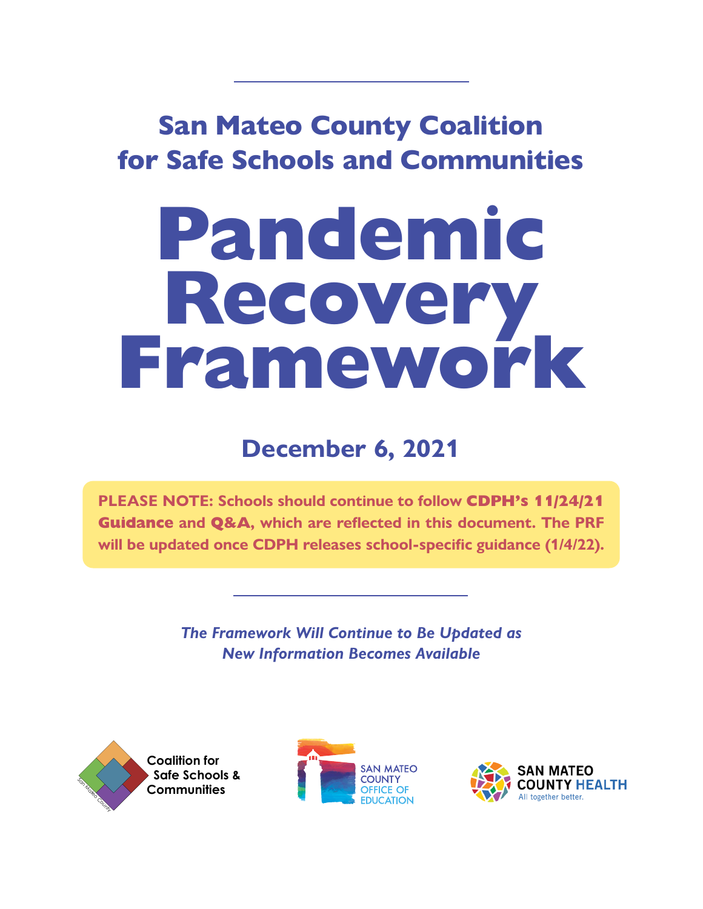## San Mateo County Coalition for Safe Schools and Communities

# Pandemic Recovery Framework

### December 6, 2021

**PLEASE NOTE: Schools should continue to follow CDPH's 11/24/21 Guidance and Q&A, which are reflected in this document. The PRF will be updated once CDPH releases school-specific guidance (1/4/22).**

*The Framework Will Continue to Be Updated as New Information Becomes Available*

Coalition for Safe Schools & Communities

SAN MATEO COUNTY OFFICE OF EDUCATION

SAN MATEO COUNTY HEALTH
All together better.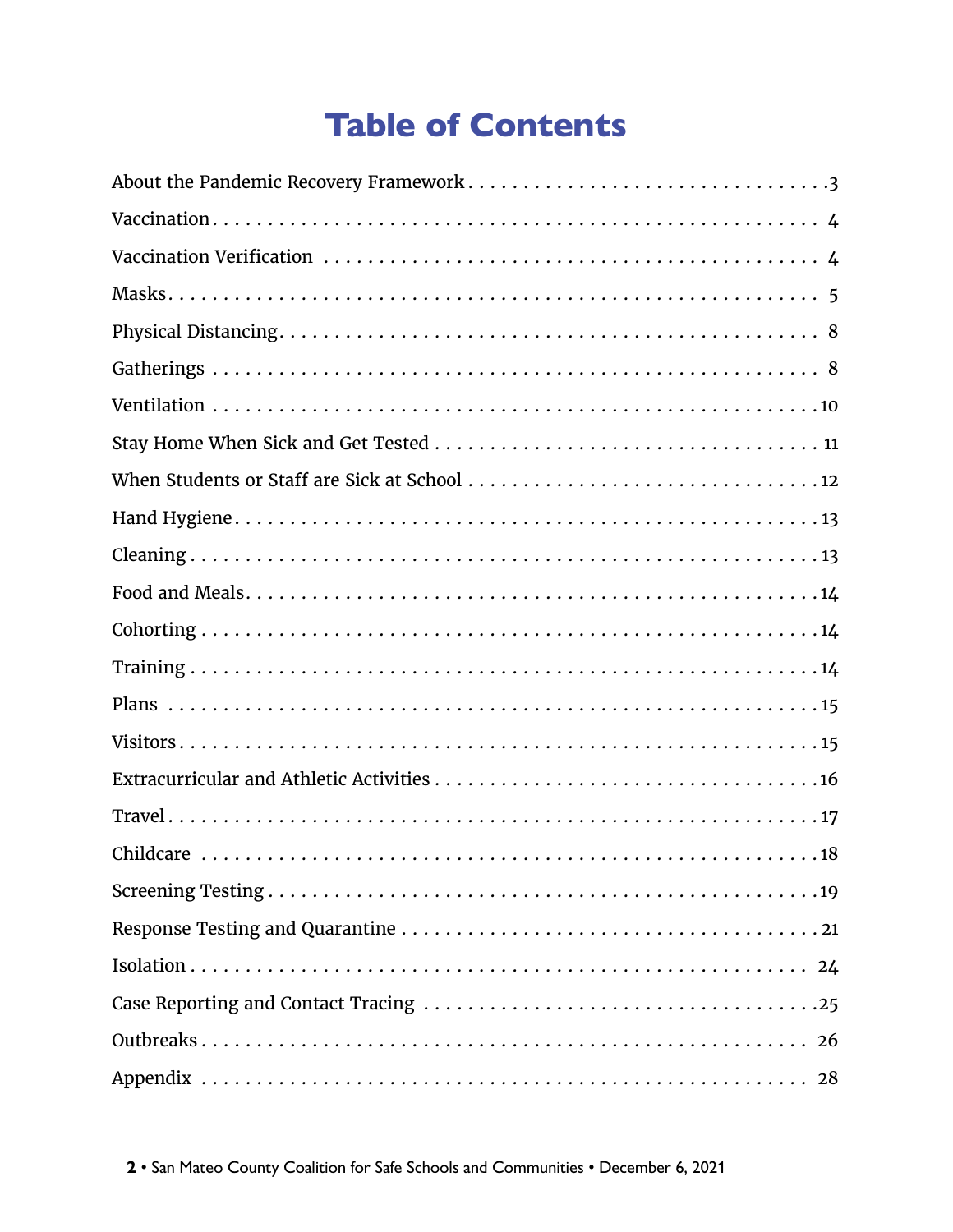# Table of Contents

About the Pandemic Recovery Framework . . . . . . . . . . . . . . . . . . . . . . . . . . . . . . . 3

Vaccination . . . . . . . . . . . . . . . . . . . . . . . . . . . . . . . . . . . . . . . . . . . . . . . . . . . . 4

Vaccination Verification . . . . . . . . . . . . . . . . . . . . . . . . . . . . . . . . . . . . . . . . . . 4

Masks . . . . . . . . . . . . . . . . . . . . . . . . . . . . . . . . . . . . . . . . . . . . . . . . . . . . . . . . 5

Physical Distancing . . . . . . . . . . . . . . . . . . . . . . . . . . . . . . . . . . . . . . . . . . . . . . 8

Gatherings . . . . . . . . . . . . . . . . . . . . . . . . . . . . . . . . . . . . . . . . . . . . . . . . . . . . 8

Ventilation . . . . . . . . . . . . . . . . . . . . . . . . . . . . . . . . . . . . . . . . . . . . . . . . . . . . 10

Stay Home When Sick and Get Tested . . . . . . . . . . . . . . . . . . . . . . . . . . . . . . . 11

When Students or Staff are Sick at School . . . . . . . . . . . . . . . . . . . . . . . . . . . . 12

Hand Hygiene . . . . . . . . . . . . . . . . . . . . . . . . . . . . . . . . . . . . . . . . . . . . . . . . . 13

Cleaning . . . . . . . . . . . . . . . . . . . . . . . . . . . . . . . . . . . . . . . . . . . . . . . . . . . . . 13

Food and Meals . . . . . . . . . . . . . . . . . . . . . . . . . . . . . . . . . . . . . . . . . . . . . . . . 14

Cohorting . . . . . . . . . . . . . . . . . . . . . . . . . . . . . . . . . . . . . . . . . . . . . . . . . . . . . 14

Training . . . . . . . . . . . . . . . . . . . . . . . . . . . . . . . . . . . . . . . . . . . . . . . . . . . . . . 14

Plans . . . . . . . . . . . . . . . . . . . . . . . . . . . . . . . . . . . . . . . . . . . . . . . . . . . . . . . . 15

Visitors . . . . . . . . . . . . . . . . . . . . . . . . . . . . . . . . . . . . . . . . . . . . . . . . . . . . . . 15

Extracurricular and Athletic Activities . . . . . . . . . . . . . . . . . . . . . . . . . . . . . . . 16

Travel . . . . . . . . . . . . . . . . . . . . . . . . . . . . . . . . . . . . . . . . . . . . . . . . . . . . . . . 17

Childcare . . . . . . . . . . . . . . . . . . . . . . . . . . . . . . . . . . . . . . . . . . . . . . . . . . . . . 18

Screening Testing . . . . . . . . . . . . . . . . . . . . . . . . . . . . . . . . . . . . . . . . . . . . . . 19

Response Testing and Quarantine . . . . . . . . . . . . . . . . . . . . . . . . . . . . . . . . . . 21

Isolation . . . . . . . . . . . . . . . . . . . . . . . . . . . . . . . . . . . . . . . . . . . . . . . . . . . . . 24

Case Reporting and Contact Tracing . . . . . . . . . . . . . . . . . . . . . . . . . . . . . . . . 25

Outbreaks . . . . . . . . . . . . . . . . . . . . . . . . . . . . . . . . . . . . . . . . . . . . . . . . . . . . 26

Appendix . . . . . . . . . . . . . . . . . . . . . . . . . . . . . . . . . . . . . . . . . . . . . . . . . . . . 28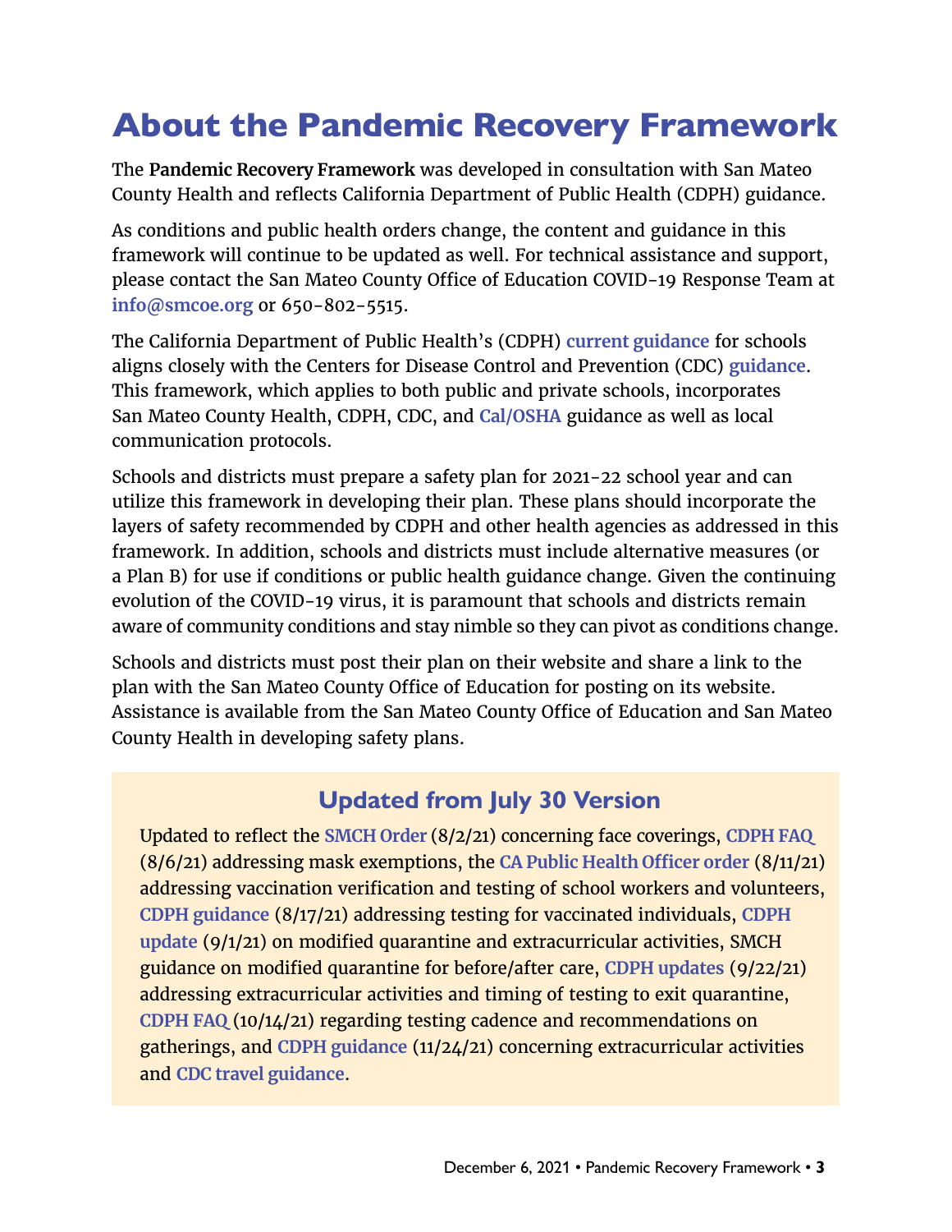# About the Pandemic Recovery Framework

The **Pandemic Recovery Framework** was developed in consultation with San Mateo County Health and reflects California Department of Public Health (CDPH) guidance.

As conditions and public health orders change, the content and guidance in this framework will continue to be updated as well. For technical assistance and support, please contact the San Mateo County Office of Education COVID-19 Response Team at **info@smcoe.org** or 650-802-5515.

The California Department of Public Health's (CDPH) **current guidance** for schools aligns closely with the Centers for Disease Control and Prevention (CDC) **guidance**. This framework, which applies to both public and private schools, incorporates San Mateo County Health, CDPH, CDC, and **Cal/OSHA** guidance as well as local communication protocols.

Schools and districts must prepare a safety plan for 2021-22 school year and can utilize this framework in developing their plan. These plans should incorporate the layers of safety recommended by CDPH and other health agencies as addressed in this framework. In addition, schools and districts must include alternative measures (or a Plan B) for use if conditions or public health guidance change. Given the continuing evolution of the COVID-19 virus, it is paramount that schools and districts remain aware of community conditions and stay nimble so they can pivot as conditions change.

Schools and districts must post their plan on their website and share a link to the plan with the San Mateo County Office of Education for posting on its website. Assistance is available from the San Mateo County Office of Education and San Mateo County Health in developing safety plans.

## Updated from July 30 Version

Updated to reflect the **SMCH Order** (8/2/21) concerning face coverings, **CDPH FAQ** (8/6/21) addressing mask exemptions, the **CA Public Health Officer order** (8/11/21) addressing vaccination verification and testing of school workers and volunteers, **CDPH guidance** (8/17/21) addressing testing for vaccinated individuals, **CDPH update** (9/1/21) on modified quarantine and extracurricular activities, SMCH guidance on modified quarantine for before/after care, **CDPH updates** (9/22/21) addressing extracurricular activities and timing of testing to exit quarantine, **CDPH FAQ** (10/14/21) regarding testing cadence and recommendations on gatherings, and **CDPH guidance** (11/24/21) concerning extracurricular activities and **CDC travel guidance**.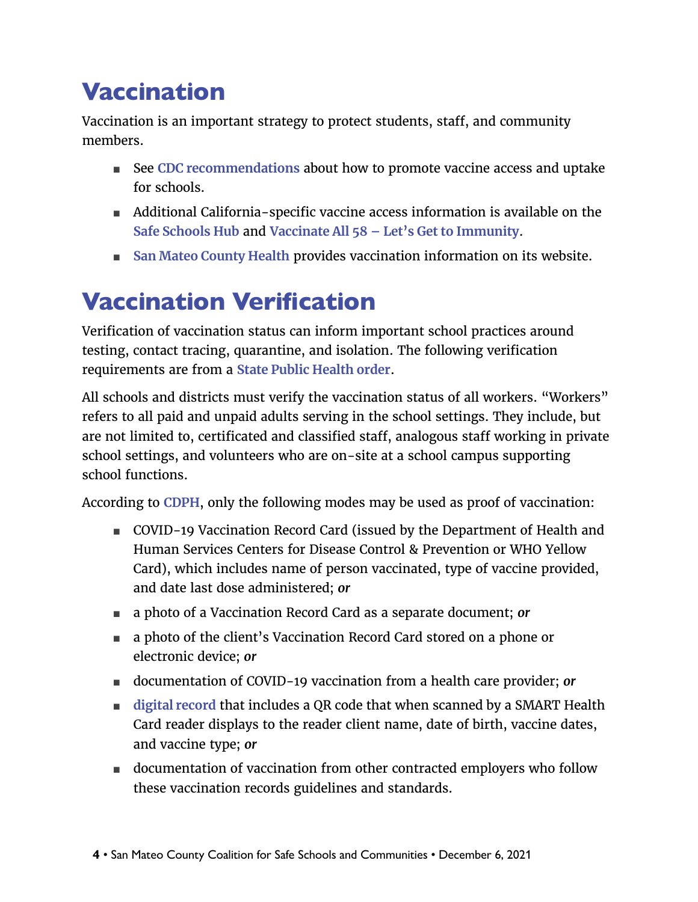# Vaccination

Vaccination is an important strategy to protect students, staff, and community members.

- See **CDC recommendations** about how to promote vaccine access and uptake for schools.
- Additional California-specific vaccine access information is available on the **Safe Schools Hub** and **Vaccinate All 58 – Let's Get to Immunity**.
- **San Mateo County Health** provides vaccination information on its website.

# Vaccination Verification

Verification of vaccination status can inform important school practices around testing, contact tracing, quarantine, and isolation. The following verification requirements are from a **State Public Health order**.

All schools and districts must verify the vaccination status of all workers. "Workers" refers to all paid and unpaid adults serving in the school settings. They include, but are not limited to, certificated and classified staff, analogous staff working in private school settings, and volunteers who are on-site at a school campus supporting school functions.

According to **CDPH**, only the following modes may be used as proof of vaccination:

- COVID-19 Vaccination Record Card (issued by the Department of Health and Human Services Centers for Disease Control & Prevention or WHO Yellow Card), which includes name of person vaccinated, type of vaccine provided, and date last dose administered; ***or***
- a photo of a Vaccination Record Card as a separate document; ***or***
- a photo of the client's Vaccination Record Card stored on a phone or electronic device; ***or***
- documentation of COVID-19 vaccination from a health care provider; ***or***
- **digital record** that includes a QR code that when scanned by a SMART Health Card reader displays to the reader client name, date of birth, vaccine dates, and vaccine type; ***or***
- documentation of vaccination from other contracted employers who follow these vaccination records guidelines and standards.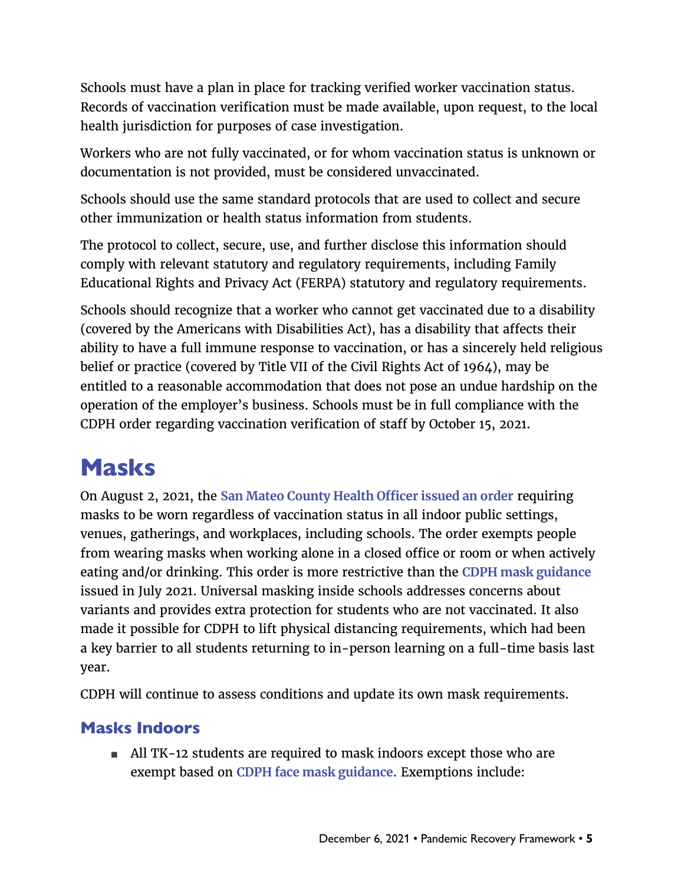Schools must have a plan in place for tracking verified worker vaccination status. Records of vaccination verification must be made available, upon request, to the local health jurisdiction for purposes of case investigation.

Workers who are not fully vaccinated, or for whom vaccination status is unknown or documentation is not provided, must be considered unvaccinated.

Schools should use the same standard protocols that are used to collect and secure other immunization or health status information from students.

The protocol to collect, secure, use, and further disclose this information should comply with relevant statutory and regulatory requirements, including Family Educational Rights and Privacy Act (FERPA) statutory and regulatory requirements.

Schools should recognize that a worker who cannot get vaccinated due to a disability (covered by the Americans with Disabilities Act), has a disability that affects their ability to have a full immune response to vaccination, or has a sincerely held religious belief or practice (covered by Title VII of the Civil Rights Act of 1964), may be entitled to a reasonable accommodation that does not pose an undue hardship on the operation of the employer's business. Schools must be in full compliance with the CDPH order regarding vaccination verification of staff by October 15, 2021.

# Masks

On August 2, 2021, the **San Mateo County Health Officer issued an order** requiring masks to be worn regardless of vaccination status in all indoor public settings, venues, gatherings, and workplaces, including schools. The order exempts people from wearing masks when working alone in a closed office or room or when actively eating and/or drinking. This order is more restrictive than the **CDPH mask guidance** issued in July 2021. Universal masking inside schools addresses concerns about variants and provides extra protection for students who are not vaccinated. It also made it possible for CDPH to lift physical distancing requirements, which had been a key barrier to all students returning to in-person learning on a full-time basis last year.

CDPH will continue to assess conditions and update its own mask requirements.

## Masks Indoors

- All TK-12 students are required to mask indoors except those who are exempt based on **CDPH face mask guidance**. Exemptions include: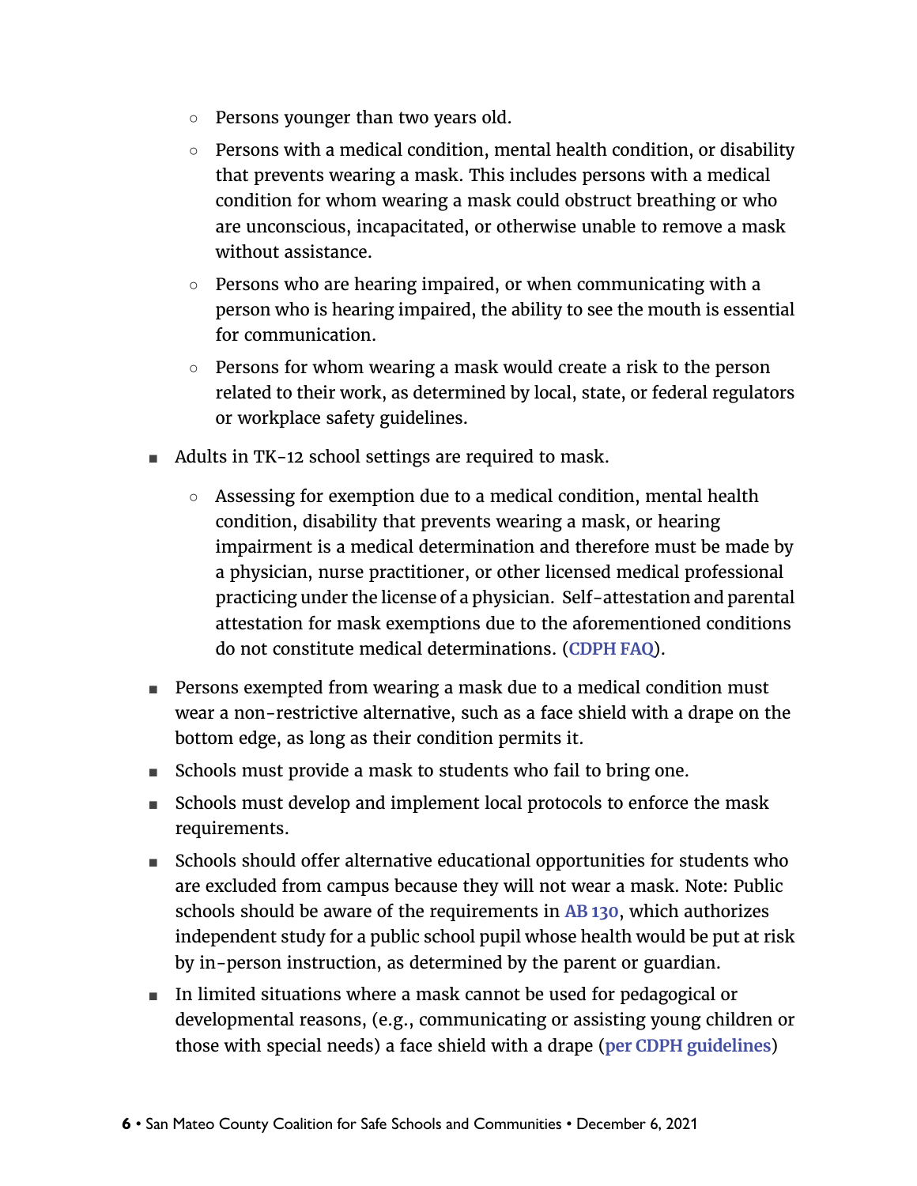- Persons younger than two years old.
    - Persons with a medical condition, mental health condition, or disability that prevents wearing a mask. This includes persons with a medical condition for whom wearing a mask could obstruct breathing or who are unconscious, incapacitated, or otherwise unable to remove a mask without assistance.
    - Persons who are hearing impaired, or when communicating with a person who is hearing impaired, the ability to see the mouth is essential for communication.
    - Persons for whom wearing a mask would create a risk to the person related to their work, as determined by local, state, or federal regulators or workplace safety guidelines.

- Adults in TK-12 school settings are required to mask.
    - Assessing for exemption due to a medical condition, mental health condition, disability that prevents wearing a mask, or hearing impairment is a medical determination and therefore must be made by a physician, nurse practitioner, or other licensed medical professional practicing under the license of a physician. Self-attestation and parental attestation for mask exemptions due to the aforementioned conditions do not constitute medical determinations. (**CDPH FAQ**).
- Persons exempted from wearing a mask due to a medical condition must wear a non-restrictive alternative, such as a face shield with a drape on the bottom edge, as long as their condition permits it.
- Schools must provide a mask to students who fail to bring one.
- Schools must develop and implement local protocols to enforce the mask requirements.
- Schools should offer alternative educational opportunities for students who are excluded from campus because they will not wear a mask. Note: Public schools should be aware of the requirements in **AB 130**, which authorizes independent study for a public school pupil whose health would be put at risk by in-person instruction, as determined by the parent or guardian.
- In limited situations where a mask cannot be used for pedagogical or developmental reasons, (e.g., communicating or assisting young children or those with special needs) a face shield with a drape (**per CDPH guidelines**)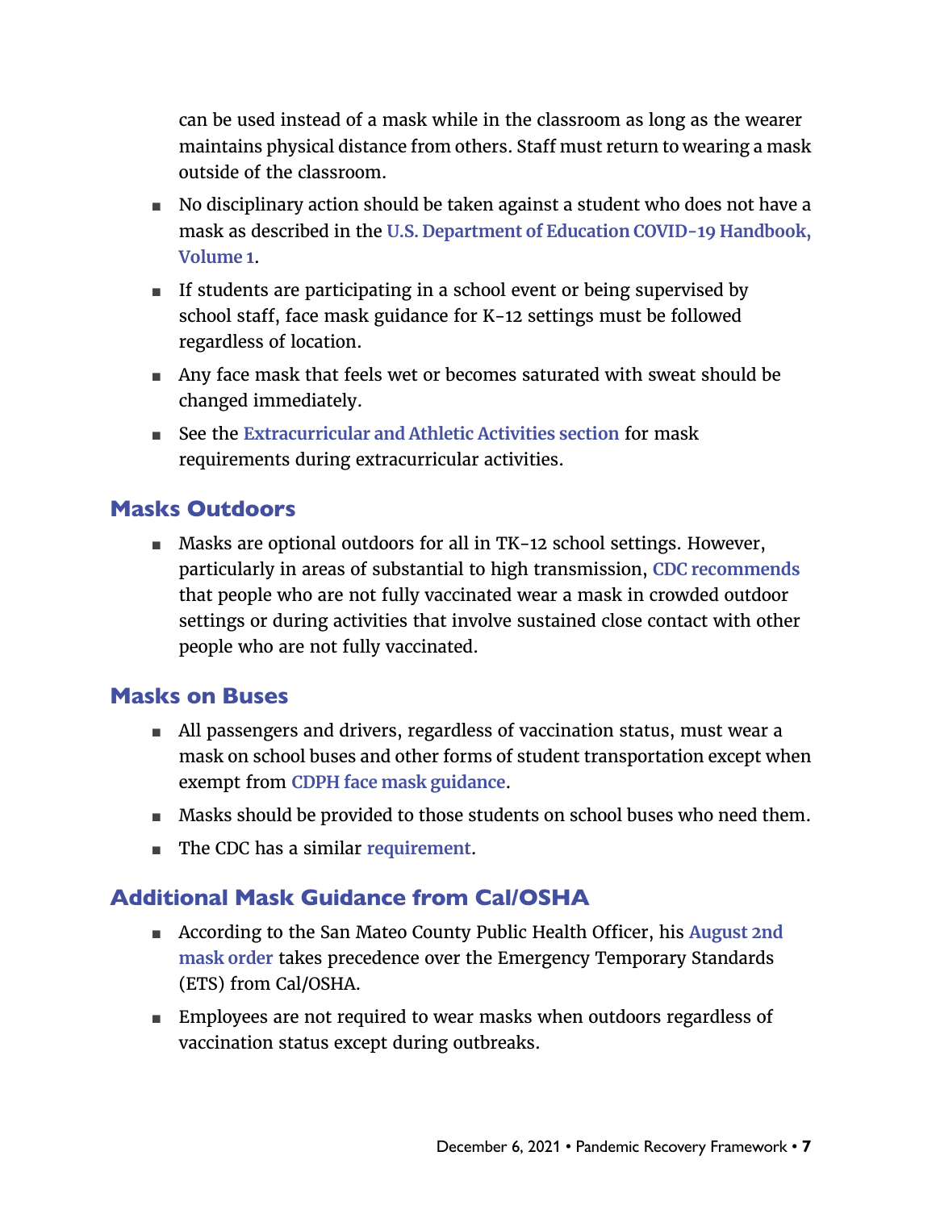can be used instead of a mask while in the classroom as long as the wearer maintains physical distance from others. Staff must return to wearing a mask outside of the classroom.

- No disciplinary action should be taken against a student who does not have a mask as described in the **U.S. Department of Education COVID-19 Handbook, Volume 1**.
- If students are participating in a school event or being supervised by school staff, face mask guidance for K-12 settings must be followed regardless of location.
- Any face mask that feels wet or becomes saturated with sweat should be changed immediately.
- See the **Extracurricular and Athletic Activities section** for mask requirements during extracurricular activities.

## Masks Outdoors

- Masks are optional outdoors for all in TK-12 school settings. However, particularly in areas of substantial to high transmission, **CDC recommends** that people who are not fully vaccinated wear a mask in crowded outdoor settings or during activities that involve sustained close contact with other people who are not fully vaccinated.

## Masks on Buses

- All passengers and drivers, regardless of vaccination status, must wear a mask on school buses and other forms of student transportation except when exempt from **CDPH face mask guidance**.
- Masks should be provided to those students on school buses who need them.
- The CDC has a similar **requirement**.

## Additional Mask Guidance from Cal/OSHA

- According to the San Mateo County Public Health Officer, his **August 2nd mask order** takes precedence over the Emergency Temporary Standards (ETS) from Cal/OSHA.
- Employees are not required to wear masks when outdoors regardless of vaccination status except during outbreaks.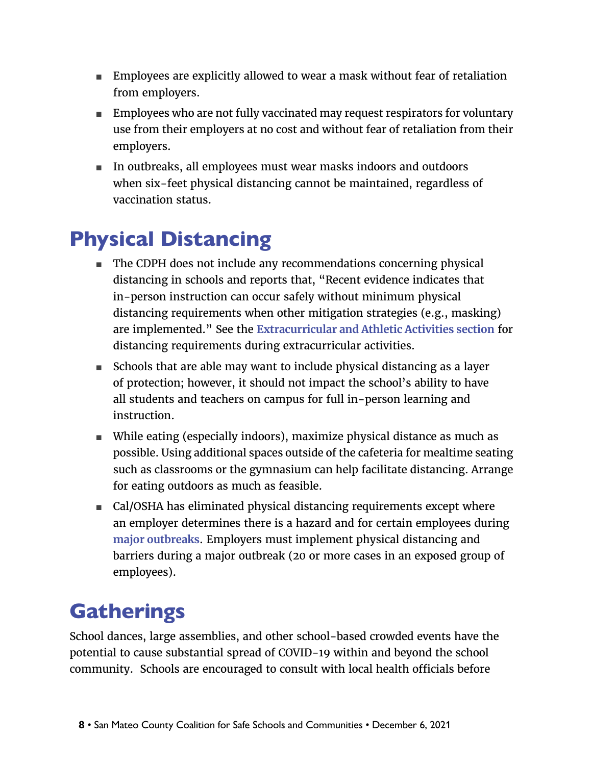- Employees are explicitly allowed to wear a mask without fear of retaliation from employers.
- Employees who are not fully vaccinated may request respirators for voluntary use from their employers at no cost and without fear of retaliation from their employers.
- In outbreaks, all employees must wear masks indoors and outdoors when six-feet physical distancing cannot be maintained, regardless of vaccination status.

# Physical Distancing

- The CDPH does not include any recommendations concerning physical distancing in schools and reports that, "Recent evidence indicates that in-person instruction can occur safely without minimum physical distancing requirements when other mitigation strategies (e.g., masking) are implemented." See the **Extracurricular and Athletic Activities section** for distancing requirements during extracurricular activities.
- Schools that are able may want to include physical distancing as a layer of protection; however, it should not impact the school's ability to have all students and teachers on campus for full in-person learning and instruction.
- While eating (especially indoors), maximize physical distance as much as possible. Using additional spaces outside of the cafeteria for mealtime seating such as classrooms or the gymnasium can help facilitate distancing. Arrange for eating outdoors as much as feasible.
- Cal/OSHA has eliminated physical distancing requirements except where an employer determines there is a hazard and for certain employees during **major outbreaks**. Employers must implement physical distancing and barriers during a major outbreak (20 or more cases in an exposed group of employees).

# Gatherings

School dances, large assemblies, and other school-based crowded events have the potential to cause substantial spread of COVID-19 within and beyond the school community. Schools are encouraged to consult with local health officials before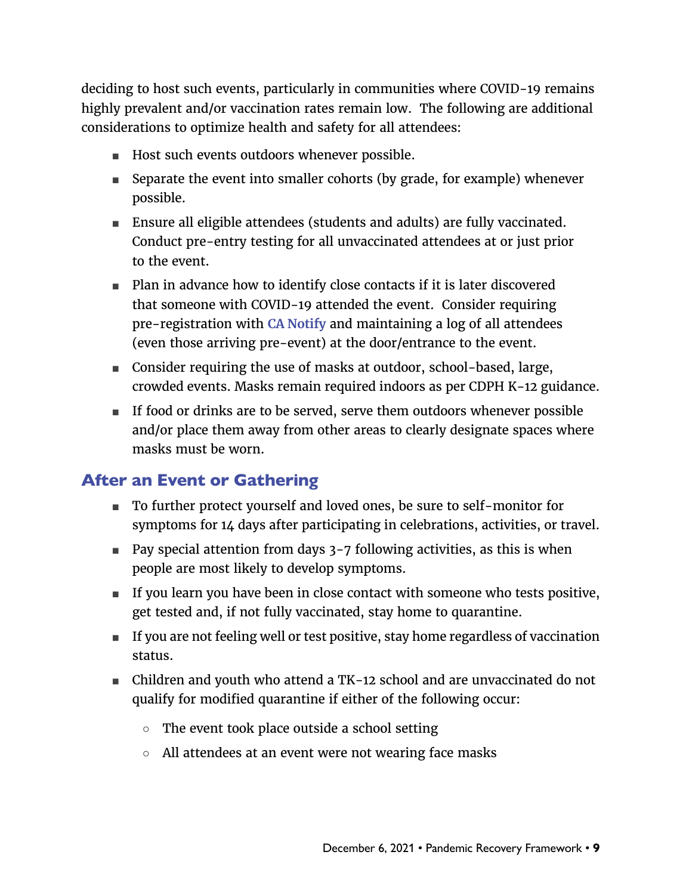deciding to host such events, particularly in communities where COVID-19 remains highly prevalent and/or vaccination rates remain low. The following are additional considerations to optimize health and safety for all attendees:

- Host such events outdoors whenever possible.
- Separate the event into smaller cohorts (by grade, for example) whenever possible.
- Ensure all eligible attendees (students and adults) are fully vaccinated. Conduct pre-entry testing for all unvaccinated attendees at or just prior to the event.
- Plan in advance how to identify close contacts if it is later discovered that someone with COVID-19 attended the event. Consider requiring pre-registration with CA Notify and maintaining a log of all attendees (even those arriving pre-event) at the door/entrance to the event.
- Consider requiring the use of masks at outdoor, school-based, large, crowded events. Masks remain required indoors as per CDPH K-12 guidance.
- If food or drinks are to be served, serve them outdoors whenever possible and/or place them away from other areas to clearly designate spaces where masks must be worn.

## After an Event or Gathering

- To further protect yourself and loved ones, be sure to self-monitor for symptoms for 14 days after participating in celebrations, activities, or travel.
- Pay special attention from days 3-7 following activities, as this is when people are most likely to develop symptoms.
- If you learn you have been in close contact with someone who tests positive, get tested and, if not fully vaccinated, stay home to quarantine.
- If you are not feeling well or test positive, stay home regardless of vaccination status.
- Children and youth who attend a TK-12 school and are unvaccinated do not qualify for modified quarantine if either of the following occur:
  - The event took place outside a school setting
  - All attendees at an event were not wearing face masks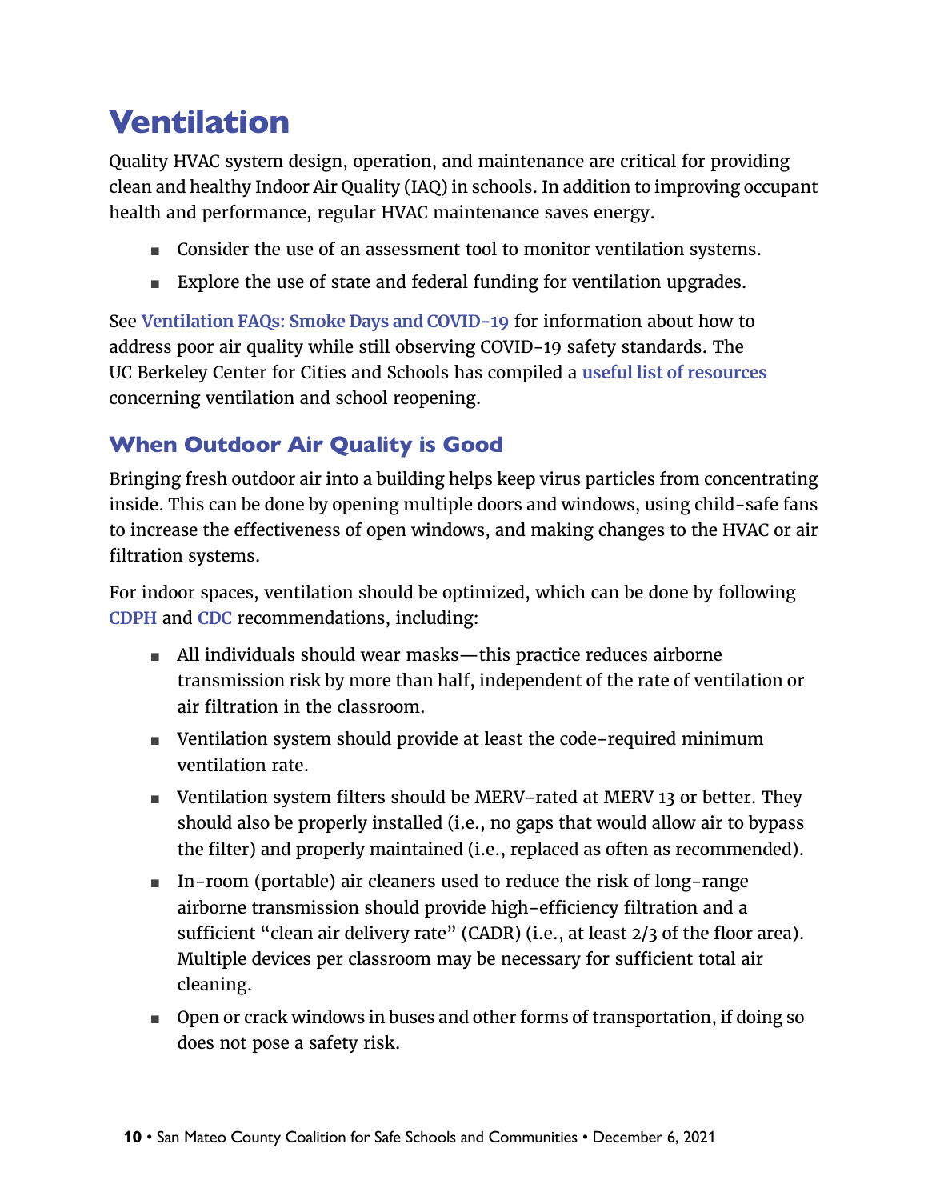# Ventilation

Quality HVAC system design, operation, and maintenance are critical for providing clean and healthy Indoor Air Quality (IAQ) in schools. In addition to improving occupant health and performance, regular HVAC maintenance saves energy.

- Consider the use of an assessment tool to monitor ventilation systems.
- Explore the use of state and federal funding for ventilation upgrades.

See **Ventilation FAQs: Smoke Days and COVID-19** for information about how to address poor air quality while still observing COVID-19 safety standards. The UC Berkeley Center for Cities and Schools has compiled a **useful list of resources** concerning ventilation and school reopening.

## When Outdoor Air Quality is Good

Bringing fresh outdoor air into a building helps keep virus particles from concentrating inside. This can be done by opening multiple doors and windows, using child-safe fans to increase the effectiveness of open windows, and making changes to the HVAC or air filtration systems.

For indoor spaces, ventilation should be optimized, which can be done by following **CDPH** and **CDC** recommendations, including:

- All individuals should wear masks—this practice reduces airborne transmission risk by more than half, independent of the rate of ventilation or air filtration in the classroom.
- Ventilation system should provide at least the code-required minimum ventilation rate.
- Ventilation system filters should be MERV-rated at MERV 13 or better. They should also be properly installed (i.e., no gaps that would allow air to bypass the filter) and properly maintained (i.e., replaced as often as recommended).
- In-room (portable) air cleaners used to reduce the risk of long-range airborne transmission should provide high-efficiency filtration and a sufficient "clean air delivery rate" (CADR) (i.e., at least 2/3 of the floor area). Multiple devices per classroom may be necessary for sufficient total air cleaning.
- Open or crack windows in buses and other forms of transportation, if doing so does not pose a safety risk.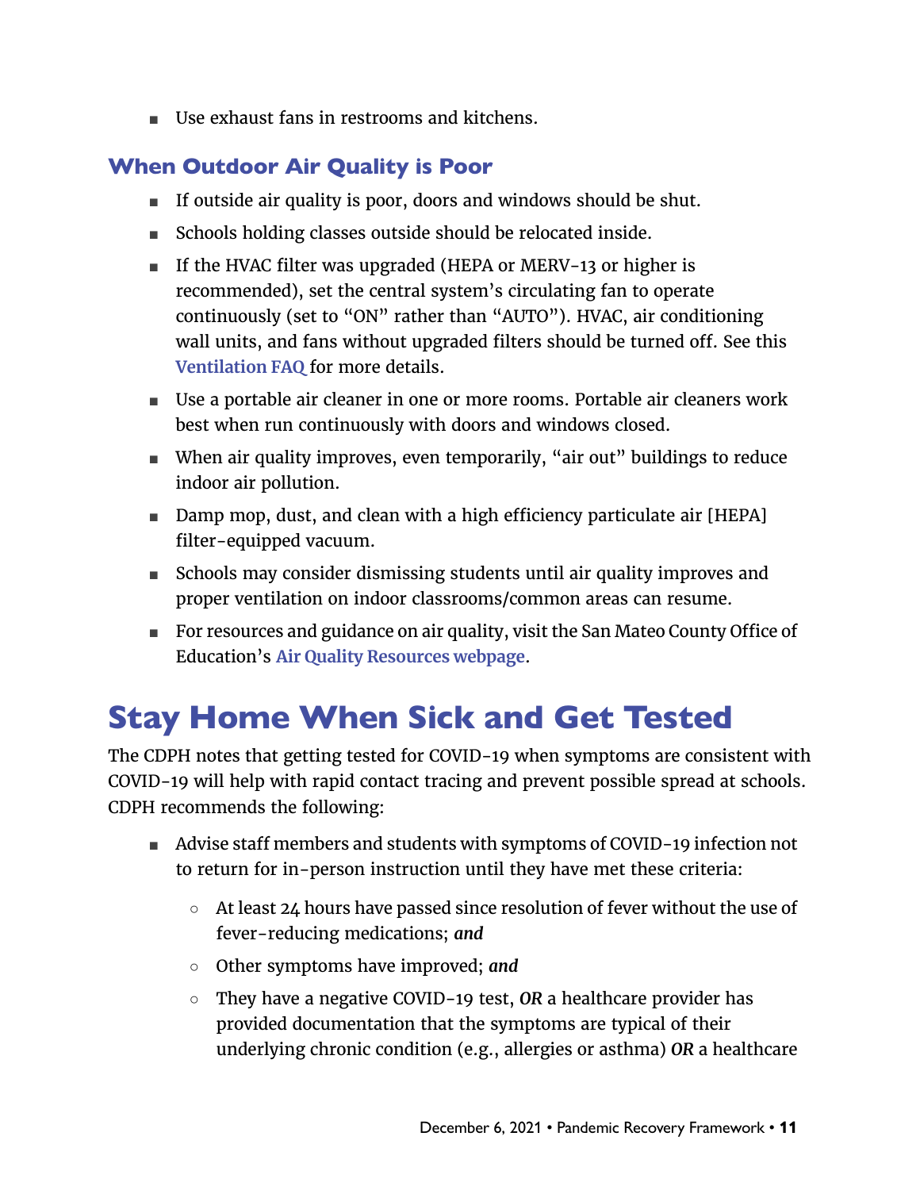- Use exhaust fans in restrooms and kitchens.

### When Outdoor Air Quality is Poor

- If outside air quality is poor, doors and windows should be shut.
- Schools holding classes outside should be relocated inside.
- If the HVAC filter was upgraded (HEPA or MERV-13 or higher is recommended), set the central system's circulating fan to operate continuously (set to "ON" rather than "AUTO"). HVAC, air conditioning wall units, and fans without upgraded filters should be turned off. See this **Ventilation FAQ** for more details.
- Use a portable air cleaner in one or more rooms. Portable air cleaners work best when run continuously with doors and windows closed.
- When air quality improves, even temporarily, "air out" buildings to reduce indoor air pollution.
- Damp mop, dust, and clean with a high efficiency particulate air [HEPA] filter-equipped vacuum.
- Schools may consider dismissing students until air quality improves and proper ventilation on indoor classrooms/common areas can resume.
- For resources and guidance on air quality, visit the San Mateo County Office of Education's **Air Quality Resources webpage**.

## Stay Home When Sick and Get Tested

The CDPH notes that getting tested for COVID-19 when symptoms are consistent with COVID-19 will help with rapid contact tracing and prevent possible spread at schools. CDPH recommends the following:

- Advise staff members and students with symptoms of COVID-19 infection not to return for in-person instruction until they have met these criteria:
  - At least 24 hours have passed since resolution of fever without the use of fever-reducing medications; ***and***
  - Other symptoms have improved; ***and***
  - They have a negative COVID-19 test, ***OR*** a healthcare provider has provided documentation that the symptoms are typical of their underlying chronic condition (e.g., allergies or asthma) ***OR*** a healthcare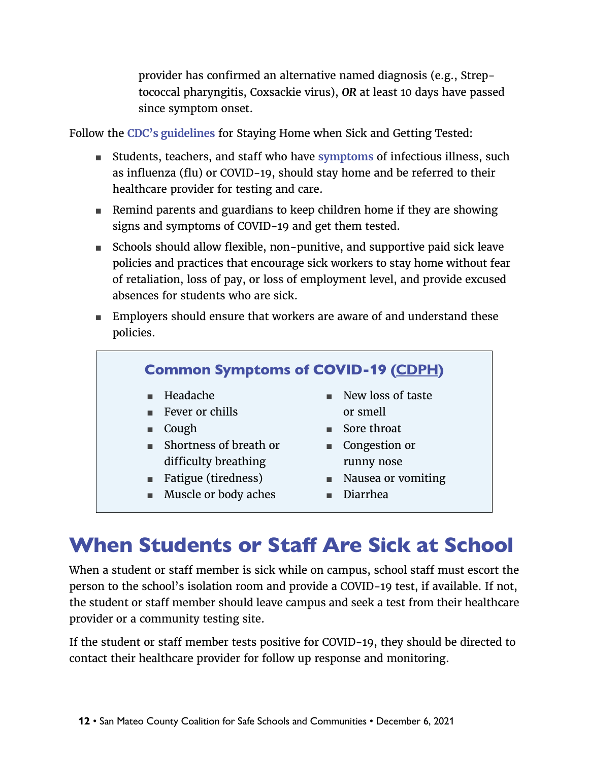provider has confirmed an alternative named diagnosis (e.g., Streptococcal pharyngitis, Coxsackie virus), ***OR*** at least 10 days have passed since symptom onset.

Follow the **CDC's guidelines** for Staying Home when Sick and Getting Tested:

- Students, teachers, and staff who have **symptoms** of infectious illness, such as influenza (flu) or COVID-19, should stay home and be referred to their healthcare provider for testing and care.
- Remind parents and guardians to keep children home if they are showing signs and symptoms of COVID-19 and get them tested.
- Schools should allow flexible, non-punitive, and supportive paid sick leave policies and practices that encourage sick workers to stay home without fear of retaliation, loss of pay, or loss of employment level, and provide excused absences for students who are sick.
- Employers should ensure that workers are aware of and understand these policies.

### Common Symptoms of COVID-19 (CDPH)

- Headache
- Fever or chills
- Cough
- Shortness of breath or difficulty breathing
- Fatigue (tiredness)
- Muscle or body aches
- New loss of taste or smell
- Sore throat
- Congestion or runny nose
- Nausea or vomiting
- Diarrhea

## When Students or Staff Are Sick at School

When a student or staff member is sick while on campus, school staff must escort the person to the school's isolation room and provide a COVID-19 test, if available. If not, the student or staff member should leave campus and seek a test from their healthcare provider or a community testing site.

If the student or staff member tests positive for COVID-19, they should be directed to contact their healthcare provider for follow up response and monitoring.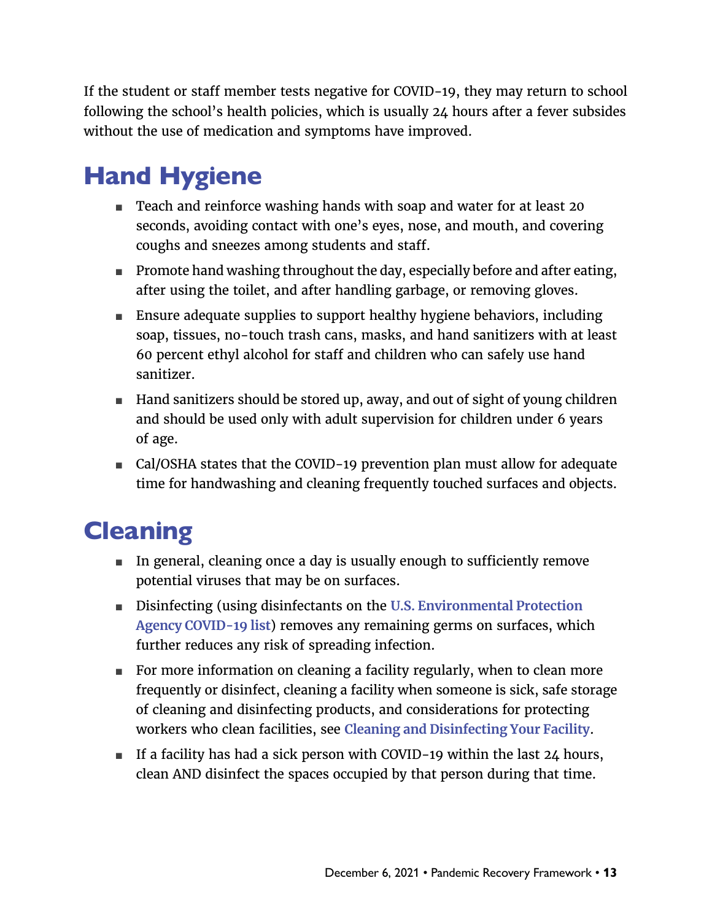If the student or staff member tests negative for COVID-19, they may return to school following the school's health policies, which is usually 24 hours after a fever subsides without the use of medication and symptoms have improved.

## Hand Hygiene

- Teach and reinforce washing hands with soap and water for at least 20 seconds, avoiding contact with one's eyes, nose, and mouth, and covering coughs and sneezes among students and staff.
- Promote hand washing throughout the day, especially before and after eating, after using the toilet, and after handling garbage, or removing gloves.
- Ensure adequate supplies to support healthy hygiene behaviors, including soap, tissues, no-touch trash cans, masks, and hand sanitizers with at least 60 percent ethyl alcohol for staff and children who can safely use hand sanitizer.
- Hand sanitizers should be stored up, away, and out of sight of young children and should be used only with adult supervision for children under 6 years of age.
- Cal/OSHA states that the COVID-19 prevention plan must allow for adequate time for handwashing and cleaning frequently touched surfaces and objects.

## Cleaning

- In general, cleaning once a day is usually enough to sufficiently remove potential viruses that may be on surfaces.
- Disinfecting (using disinfectants on the **U.S. Environmental Protection Agency COVID-19 list**) removes any remaining germs on surfaces, which further reduces any risk of spreading infection.
- For more information on cleaning a facility regularly, when to clean more frequently or disinfect, cleaning a facility when someone is sick, safe storage of cleaning and disinfecting products, and considerations for protecting workers who clean facilities, see **Cleaning and Disinfecting Your Facility**.
- If a facility has had a sick person with COVID-19 within the last 24 hours, clean AND disinfect the spaces occupied by that person during that time.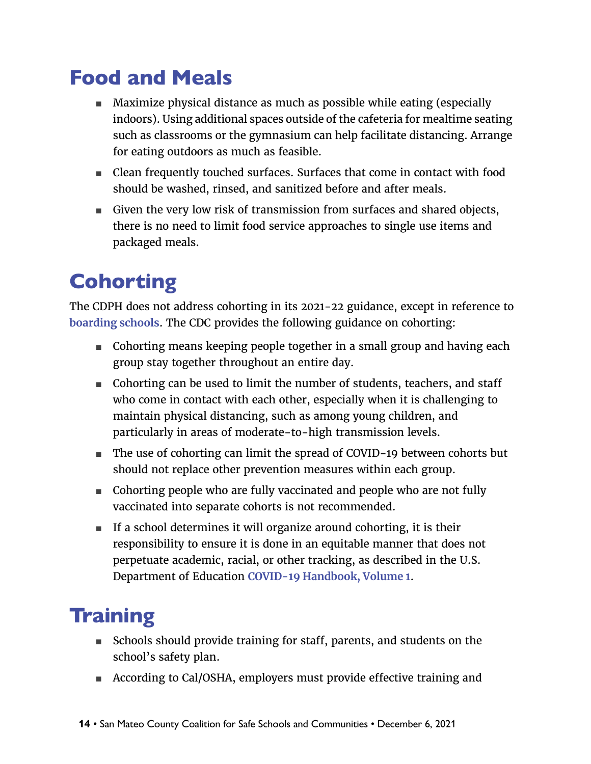## Food and Meals

- Maximize physical distance as much as possible while eating (especially indoors). Using additional spaces outside of the cafeteria for mealtime seating such as classrooms or the gymnasium can help facilitate distancing. Arrange for eating outdoors as much as feasible.
- Clean frequently touched surfaces. Surfaces that come in contact with food should be washed, rinsed, and sanitized before and after meals.
- Given the very low risk of transmission from surfaces and shared objects, there is no need to limit food service approaches to single use items and packaged meals.

## Cohorting

The CDPH does not address cohorting in its 2021-22 guidance, except in reference to **boarding schools**. The CDC provides the following guidance on cohorting:

- Cohorting means keeping people together in a small group and having each group stay together throughout an entire day.
- Cohorting can be used to limit the number of students, teachers, and staff who come in contact with each other, especially when it is challenging to maintain physical distancing, such as among young children, and particularly in areas of moderate-to-high transmission levels.
- The use of cohorting can limit the spread of COVID-19 between cohorts but should not replace other prevention measures within each group.
- Cohorting people who are fully vaccinated and people who are not fully vaccinated into separate cohorts is not recommended.
- If a school determines it will organize around cohorting, it is their responsibility to ensure it is done in an equitable manner that does not perpetuate academic, racial, or other tracking, as described in the U.S. Department of Education **COVID-19 Handbook, Volume 1**.

## Training

- Schools should provide training for staff, parents, and students on the school's safety plan.
- According to Cal/OSHA, employers must provide effective training and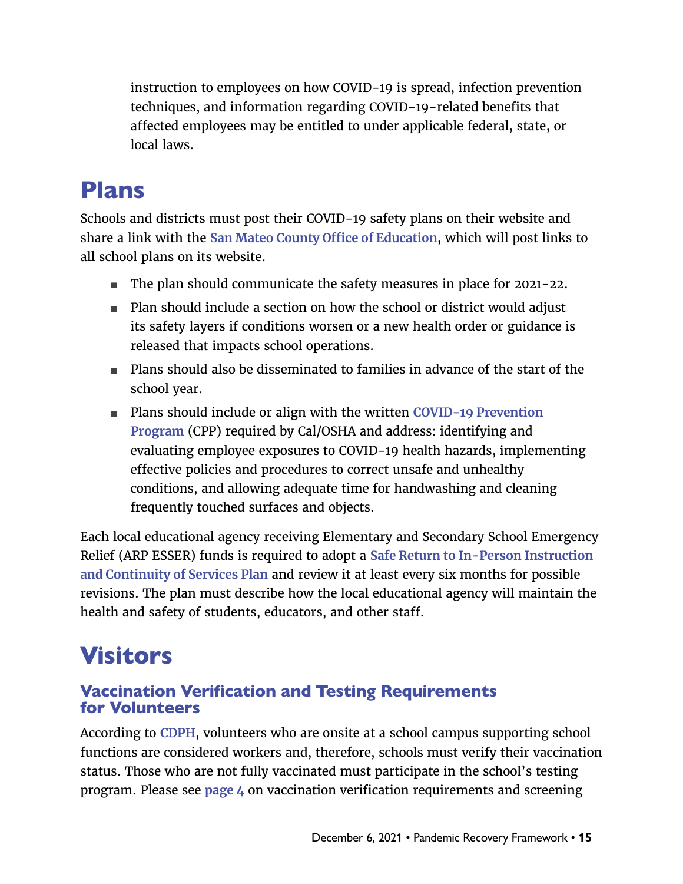instruction to employees on how COVID-19 is spread, infection prevention techniques, and information regarding COVID-19-related benefits that affected employees may be entitled to under applicable federal, state, or local laws.

# Plans

Schools and districts must post their COVID-19 safety plans on their website and share a link with the San Mateo County Office of Education, which will post links to all school plans on its website.

- The plan should communicate the safety measures in place for 2021-22.
- Plan should include a section on how the school or district would adjust its safety layers if conditions worsen or a new health order or guidance is released that impacts school operations.
- Plans should also be disseminated to families in advance of the start of the school year.
- Plans should include or align with the written COVID-19 Prevention Program (CPP) required by Cal/OSHA and address: identifying and evaluating employee exposures to COVID-19 health hazards, implementing effective policies and procedures to correct unsafe and unhealthy conditions, and allowing adequate time for handwashing and cleaning frequently touched surfaces and objects.

Each local educational agency receiving Elementary and Secondary School Emergency Relief (ARP ESSER) funds is required to adopt a Safe Return to In-Person Instruction and Continuity of Services Plan and review it at least every six months for possible revisions. The plan must describe how the local educational agency will maintain the health and safety of students, educators, and other staff.

# Visitors

## Vaccination Verification and Testing Requirements for Volunteers

According to CDPH, volunteers who are onsite at a school campus supporting school functions are considered workers and, therefore, schools must verify their vaccination status. Those who are not fully vaccinated must participate in the school's testing program. Please see page 4 on vaccination verification requirements and screening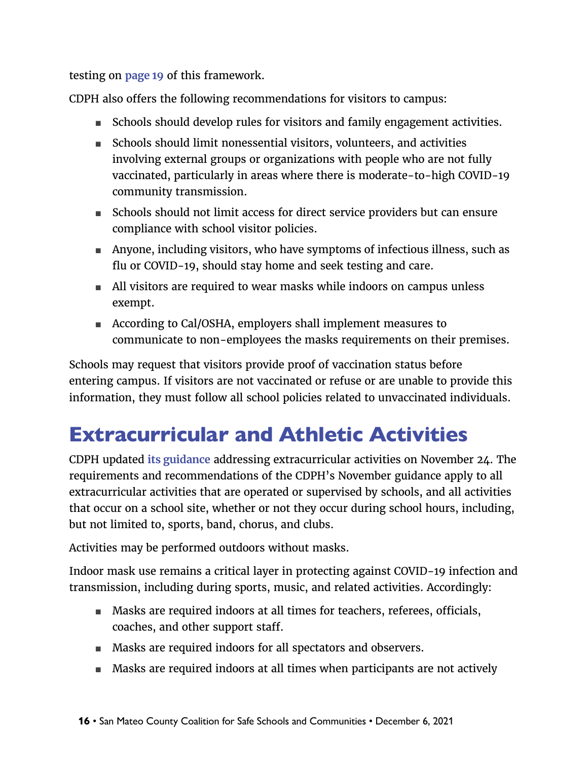testing on page 19 of this framework.

CDPH also offers the following recommendations for visitors to campus:

- Schools should develop rules for visitors and family engagement activities.
- Schools should limit nonessential visitors, volunteers, and activities involving external groups or organizations with people who are not fully vaccinated, particularly in areas where there is moderate-to-high COVID-19 community transmission.
- Schools should not limit access for direct service providers but can ensure compliance with school visitor policies.
- Anyone, including visitors, who have symptoms of infectious illness, such as flu or COVID-19, should stay home and seek testing and care.
- All visitors are required to wear masks while indoors on campus unless exempt.
- According to Cal/OSHA, employers shall implement measures to communicate to non-employees the masks requirements on their premises.

Schools may request that visitors provide proof of vaccination status before entering campus. If visitors are not vaccinated or refuse or are unable to provide this information, they must follow all school policies related to unvaccinated individuals.

# Extracurricular and Athletic Activities

CDPH updated its guidance addressing extracurricular activities on November 24. The requirements and recommendations of the CDPH's November guidance apply to all extracurricular activities that are operated or supervised by schools, and all activities that occur on a school site, whether or not they occur during school hours, including, but not limited to, sports, band, chorus, and clubs.

Activities may be performed outdoors without masks.

Indoor mask use remains a critical layer in protecting against COVID-19 infection and transmission, including during sports, music, and related activities. Accordingly:

- Masks are required indoors at all times for teachers, referees, officials, coaches, and other support staff.
- Masks are required indoors for all spectators and observers.
- Masks are required indoors at all times when participants are not actively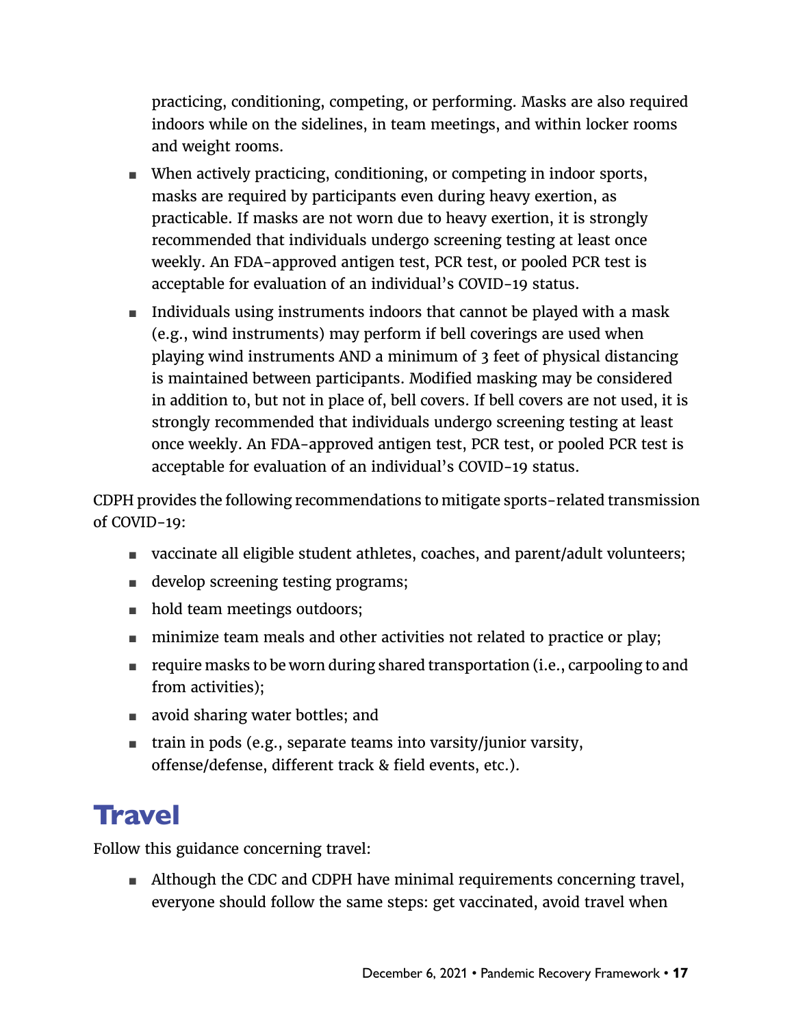practicing, conditioning, competing, or performing. Masks are also required indoors while on the sidelines, in team meetings, and within locker rooms and weight rooms.

- When actively practicing, conditioning, or competing in indoor sports, masks are required by participants even during heavy exertion, as practicable. If masks are not worn due to heavy exertion, it is strongly recommended that individuals undergo screening testing at least once weekly. An FDA-approved antigen test, PCR test, or pooled PCR test is acceptable for evaluation of an individual's COVID-19 status.
- Individuals using instruments indoors that cannot be played with a mask (e.g., wind instruments) may perform if bell coverings are used when playing wind instruments AND a minimum of 3 feet of physical distancing is maintained between participants. Modified masking may be considered in addition to, but not in place of, bell covers. If bell covers are not used, it is strongly recommended that individuals undergo screening testing at least once weekly. An FDA-approved antigen test, PCR test, or pooled PCR test is acceptable for evaluation of an individual's COVID-19 status.

CDPH provides the following recommendations to mitigate sports-related transmission of COVID-19:

- vaccinate all eligible student athletes, coaches, and parent/adult volunteers;
- develop screening testing programs;
- hold team meetings outdoors;
- minimize team meals and other activities not related to practice or play;
- require masks to be worn during shared transportation (i.e., carpooling to and from activities);
- avoid sharing water bottles; and
- train in pods (e.g., separate teams into varsity/junior varsity, offense/defense, different track & field events, etc.).

# Travel

Follow this guidance concerning travel:

- Although the CDC and CDPH have minimal requirements concerning travel, everyone should follow the same steps: get vaccinated, avoid travel when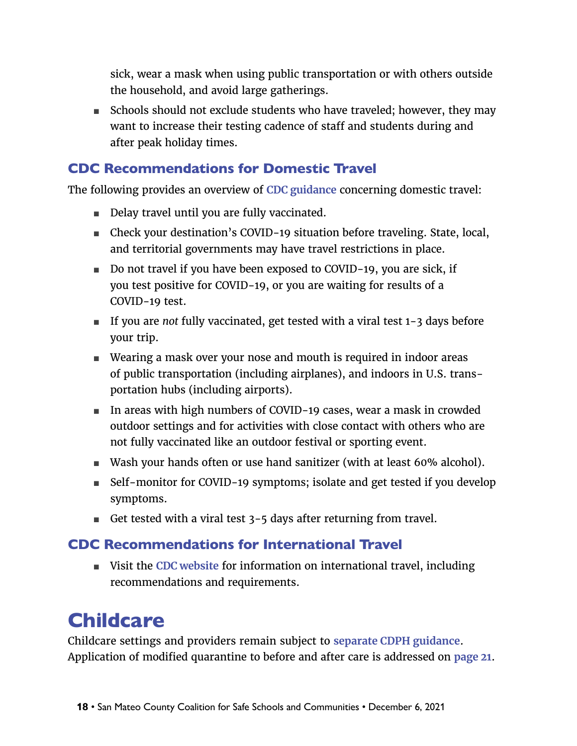sick, wear a mask when using public transportation or with others outside the household, and avoid large gatherings.

- Schools should not exclude students who have traveled; however, they may want to increase their testing cadence of staff and students during and after peak holiday times.

### CDC Recommendations for Domestic Travel

The following provides an overview of CDC guidance concerning domestic travel:

- Delay travel until you are fully vaccinated.
- Check your destination's COVID-19 situation before traveling. State, local, and territorial governments may have travel restrictions in place.
- Do not travel if you have been exposed to COVID-19, you are sick, if you test positive for COVID-19, or you are waiting for results of a COVID-19 test.
- If you are *not* fully vaccinated, get tested with a viral test 1-3 days before your trip.
- Wearing a mask over your nose and mouth is required in indoor areas of public transportation (including airplanes), and indoors in U.S. transportation hubs (including airports).
- In areas with high numbers of COVID-19 cases, wear a mask in crowded outdoor settings and for activities with close contact with others who are not fully vaccinated like an outdoor festival or sporting event.
- Wash your hands often or use hand sanitizer (with at least 60% alcohol).
- Self-monitor for COVID-19 symptoms; isolate and get tested if you develop symptoms.
- Get tested with a viral test 3-5 days after returning from travel.

### CDC Recommendations for International Travel

- Visit the CDC website for information on international travel, including recommendations and requirements.

## Childcare

Childcare settings and providers remain subject to separate CDPH guidance. Application of modified quarantine to before and after care is addressed on page 21.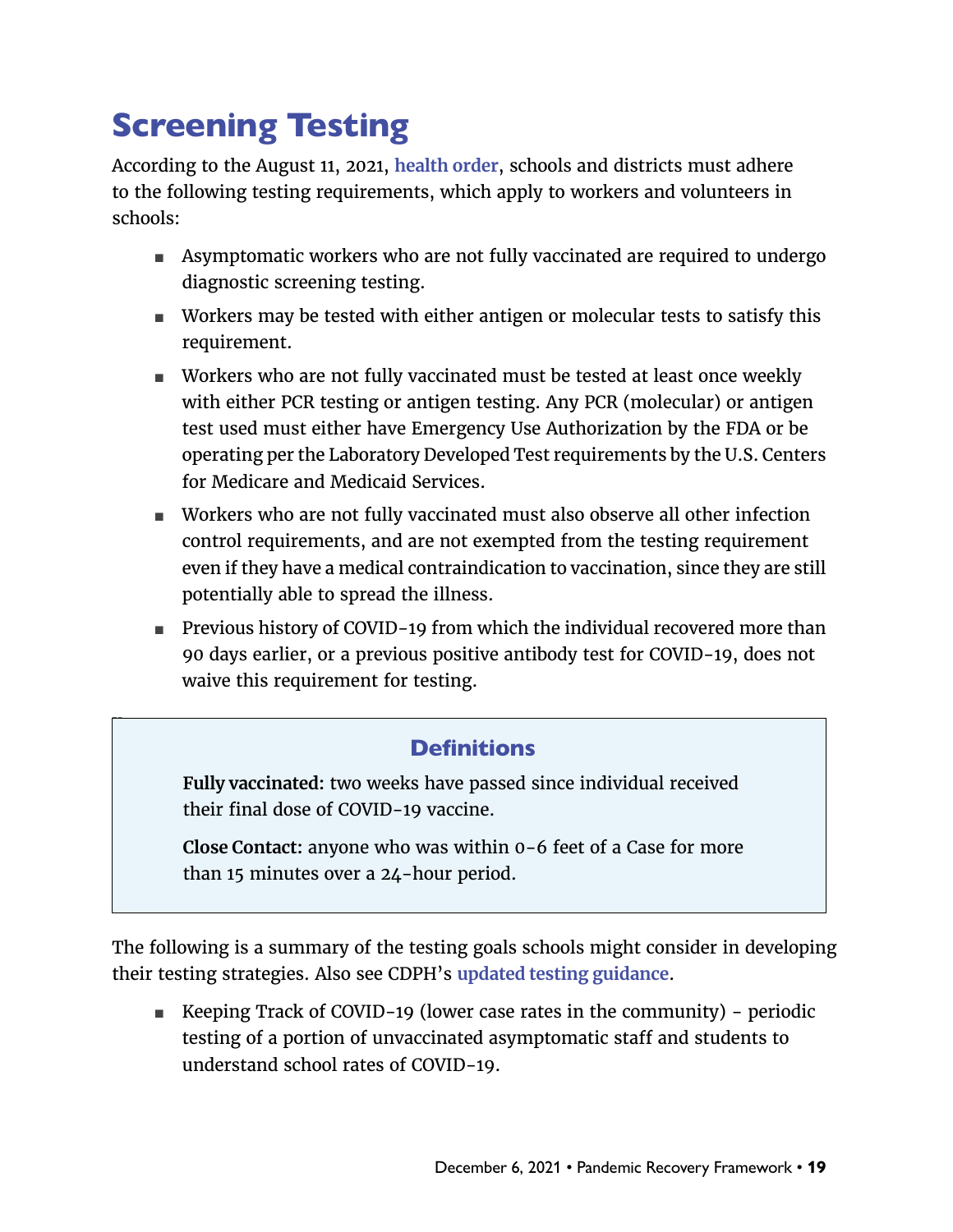# Screening Testing

According to the August 11, 2021, health order, schools and districts must adhere to the following testing requirements, which apply to workers and volunteers in schools:

- Asymptomatic workers who are not fully vaccinated are required to undergo diagnostic screening testing.
- Workers may be tested with either antigen or molecular tests to satisfy this requirement.
- Workers who are not fully vaccinated must be tested at least once weekly with either PCR testing or antigen testing. Any PCR (molecular) or antigen test used must either have Emergency Use Authorization by the FDA or be operating per the Laboratory Developed Test requirements by the U.S. Centers for Medicare and Medicaid Services.
- Workers who are not fully vaccinated must also observe all other infection control requirements, and are not exempted from the testing requirement even if they have a medical contraindication to vaccination, since they are still potentially able to spread the illness.
- Previous history of COVID-19 from which the individual recovered more than 90 days earlier, or a previous positive antibody test for COVID-19, does not waive this requirement for testing.

> ### Definitions
>
> **Fully vaccinated:** two weeks have passed since individual received their final dose of COVID-19 vaccine.
>
> **Close Contact:** anyone who was within 0-6 feet of a Case for more than 15 minutes over a 24-hour period.

The following is a summary of the testing goals schools might consider in developing their testing strategies. Also see CDPH's updated testing guidance.

- Keeping Track of COVID-19 (lower case rates in the community) - periodic testing of a portion of unvaccinated asymptomatic staff and students to understand school rates of COVID-19.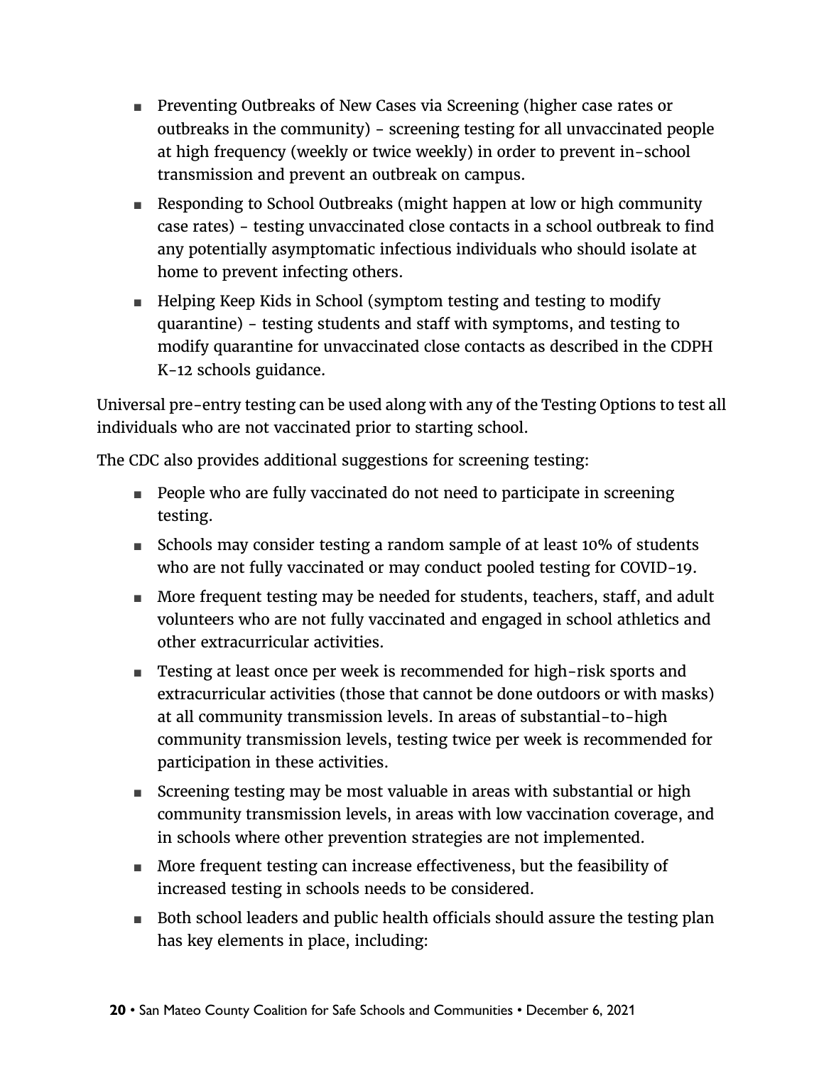- Preventing Outbreaks of New Cases via Screening (higher case rates or outbreaks in the community) - screening testing for all unvaccinated people at high frequency (weekly or twice weekly) in order to prevent in-school transmission and prevent an outbreak on campus.
- Responding to School Outbreaks (might happen at low or high community case rates) - testing unvaccinated close contacts in a school outbreak to find any potentially asymptomatic infectious individuals who should isolate at home to prevent infecting others.
- Helping Keep Kids in School (symptom testing and testing to modify quarantine) - testing students and staff with symptoms, and testing to modify quarantine for unvaccinated close contacts as described in the CDPH K-12 schools guidance.

Universal pre-entry testing can be used along with any of the Testing Options to test all individuals who are not vaccinated prior to starting school.

The CDC also provides additional suggestions for screening testing:

- People who are fully vaccinated do not need to participate in screening testing.
- Schools may consider testing a random sample of at least 10% of students who are not fully vaccinated or may conduct pooled testing for COVID-19.
- More frequent testing may be needed for students, teachers, staff, and adult volunteers who are not fully vaccinated and engaged in school athletics and other extracurricular activities.
- Testing at least once per week is recommended for high-risk sports and extracurricular activities (those that cannot be done outdoors or with masks) at all community transmission levels. In areas of substantial-to-high community transmission levels, testing twice per week is recommended for participation in these activities.
- Screening testing may be most valuable in areas with substantial or high community transmission levels, in areas with low vaccination coverage, and in schools where other prevention strategies are not implemented.
- More frequent testing can increase effectiveness, but the feasibility of increased testing in schools needs to be considered.
- Both school leaders and public health officials should assure the testing plan has key elements in place, including: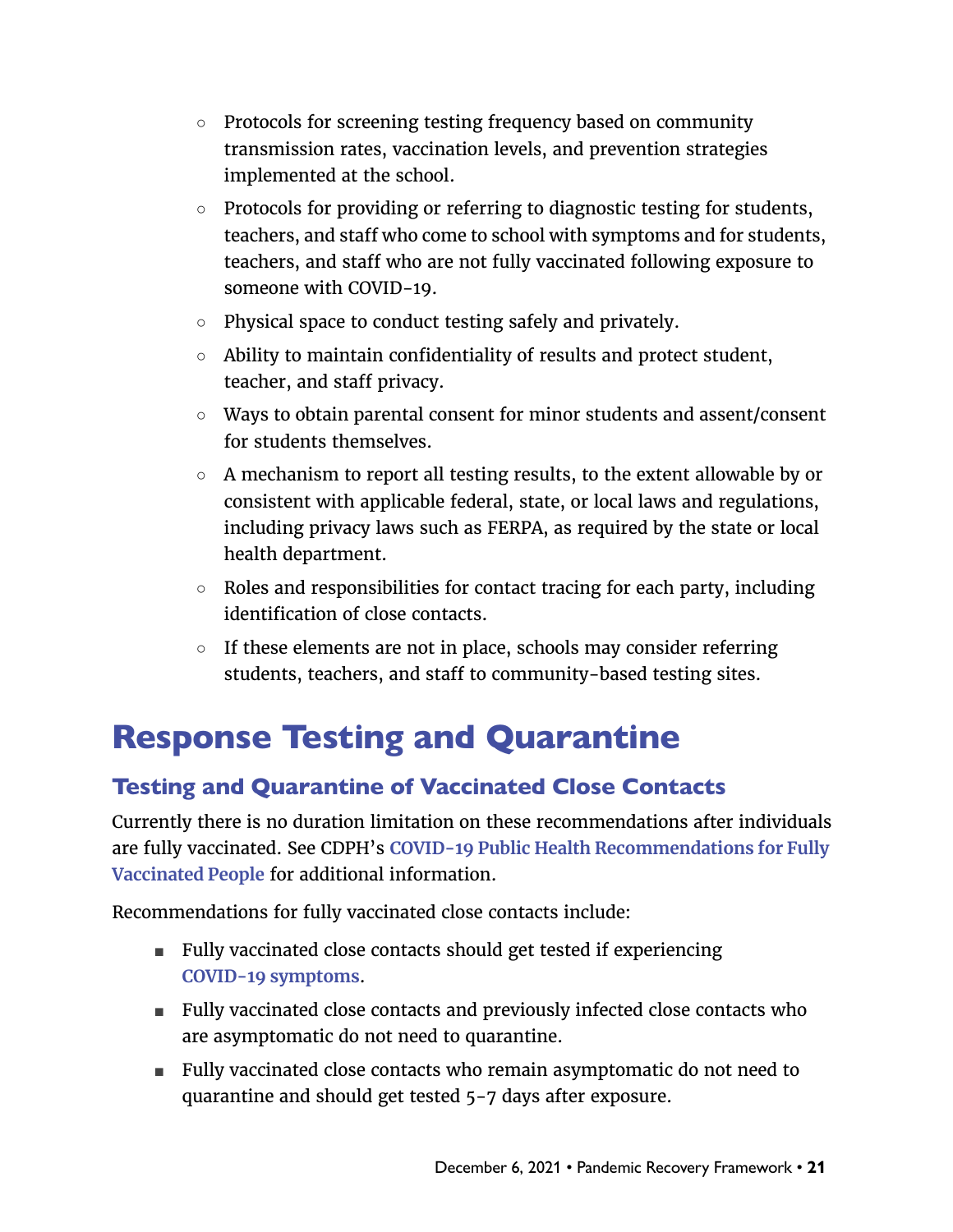- Protocols for screening testing frequency based on community transmission rates, vaccination levels, and prevention strategies implemented at the school.
- Protocols for providing or referring to diagnostic testing for students, teachers, and staff who come to school with symptoms and for students, teachers, and staff who are not fully vaccinated following exposure to someone with COVID-19.
- Physical space to conduct testing safely and privately.
- Ability to maintain confidentiality of results and protect student, teacher, and staff privacy.
- Ways to obtain parental consent for minor students and assent/consent for students themselves.
- A mechanism to report all testing results, to the extent allowable by or consistent with applicable federal, state, or local laws and regulations, including privacy laws such as FERPA, as required by the state or local health department.
- Roles and responsibilities for contact tracing for each party, including identification of close contacts.
- If these elements are not in place, schools may consider referring students, teachers, and staff to community-based testing sites.

# Response Testing and Quarantine

## Testing and Quarantine of Vaccinated Close Contacts

Currently there is no duration limitation on these recommendations after individuals are fully vaccinated. See CDPH's **COVID-19 Public Health Recommendations for Fully Vaccinated People** for additional information.

Recommendations for fully vaccinated close contacts include:

- Fully vaccinated close contacts should get tested if experiencing **COVID-19 symptoms**.
- Fully vaccinated close contacts and previously infected close contacts who are asymptomatic do not need to quarantine.
- Fully vaccinated close contacts who remain asymptomatic do not need to quarantine and should get tested 5-7 days after exposure.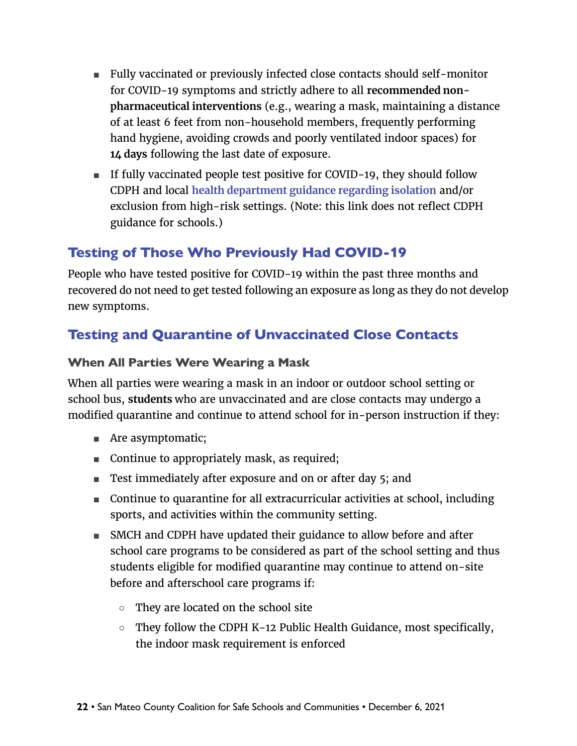- Fully vaccinated or previously infected close contacts should self-monitor for COVID-19 symptoms and strictly adhere to all **recommended non-pharmaceutical interventions** (e.g., wearing a mask, maintaining a distance of at least 6 feet from non-household members, frequently performing hand hygiene, avoiding crowds and poorly ventilated indoor spaces) for **14 days** following the last date of exposure.
- If fully vaccinated people test positive for COVID-19, they should follow CDPH and local health department guidance regarding isolation and/or exclusion from high-risk settings. (Note: this link does not reflect CDPH guidance for schools.)

## Testing of Those Who Previously Had COVID-19

People who have tested positive for COVID-19 within the past three months and recovered do not need to get tested following an exposure as long as they do not develop new symptoms.

## Testing and Quarantine of Unvaccinated Close Contacts

### When All Parties Were Wearing a Mask

When all parties were wearing a mask in an indoor or outdoor school setting or school bus, **students** who are unvaccinated and are close contacts may undergo a modified quarantine and continue to attend school for in-person instruction if they:

- Are asymptomatic;
- Continue to appropriately mask, as required;
- Test immediately after exposure and on or after day 5; and
- Continue to quarantine for all extracurricular activities at school, including sports, and activities within the community setting.
- SMCH and CDPH have updated their guidance to allow before and after school care programs to be considered as part of the school setting and thus students eligible for modified quarantine may continue to attend on-site before and afterschool care programs if:
  - They are located on the school site
  - They follow the CDPH K-12 Public Health Guidance, most specifically, the indoor mask requirement is enforced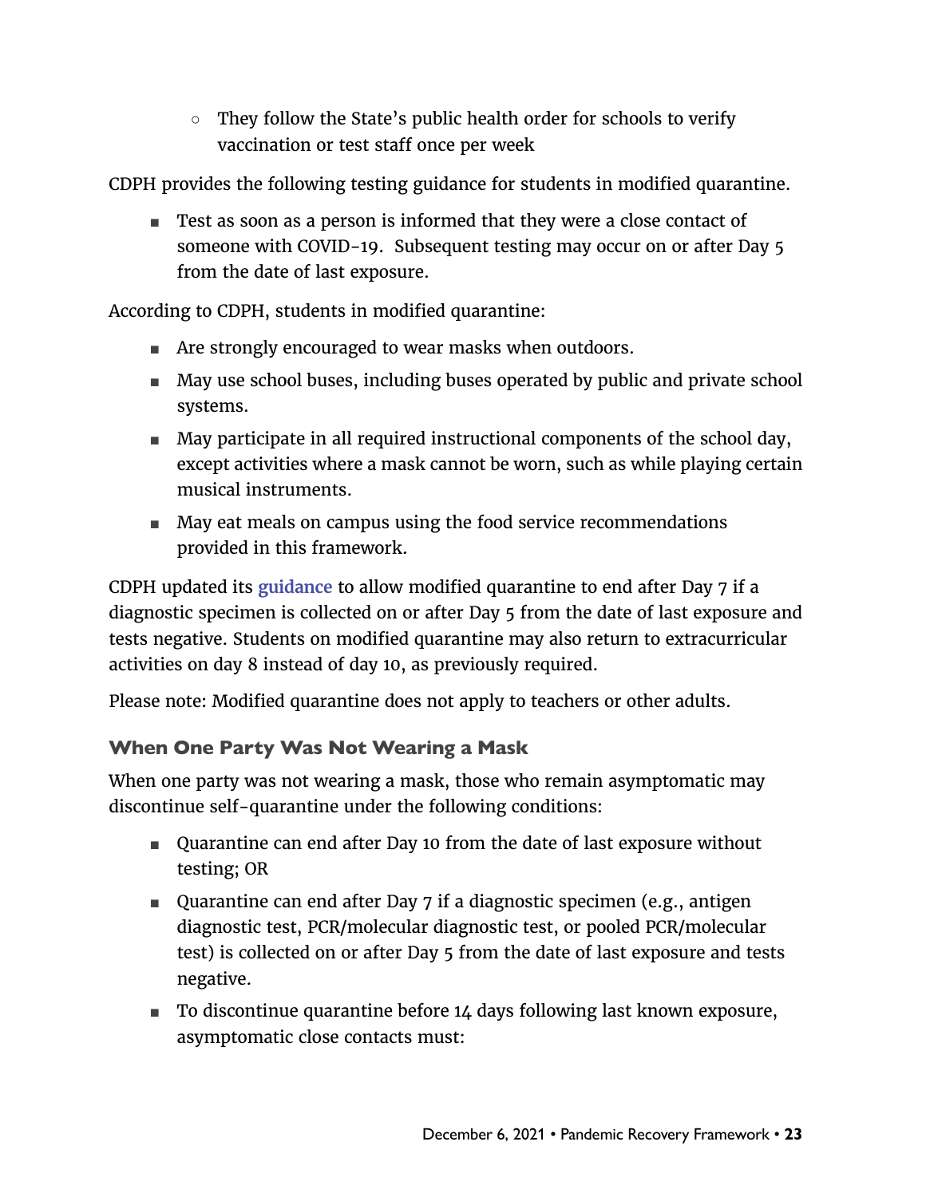- They follow the State's public health order for schools to verify vaccination or test staff once per week

CDPH provides the following testing guidance for students in modified quarantine.

- Test as soon as a person is informed that they were a close contact of someone with COVID-19. Subsequent testing may occur on or after Day 5 from the date of last exposure.

According to CDPH, students in modified quarantine:

- Are strongly encouraged to wear masks when outdoors.
- May use school buses, including buses operated by public and private school systems.
- May participate in all required instructional components of the school day, except activities where a mask cannot be worn, such as while playing certain musical instruments.
- May eat meals on campus using the food service recommendations provided in this framework.

CDPH updated its guidance to allow modified quarantine to end after Day 7 if a diagnostic specimen is collected on or after Day 5 from the date of last exposure and tests negative. Students on modified quarantine may also return to extracurricular activities on day 8 instead of day 10, as previously required.

Please note: Modified quarantine does not apply to teachers or other adults.

### When One Party Was Not Wearing a Mask

When one party was not wearing a mask, those who remain asymptomatic may discontinue self-quarantine under the following conditions:

- Quarantine can end after Day 10 from the date of last exposure without testing; OR
- Quarantine can end after Day 7 if a diagnostic specimen (e.g., antigen diagnostic test, PCR/molecular diagnostic test, or pooled PCR/molecular test) is collected on or after Day 5 from the date of last exposure and tests negative.
- To discontinue quarantine before 14 days following last known exposure, asymptomatic close contacts must: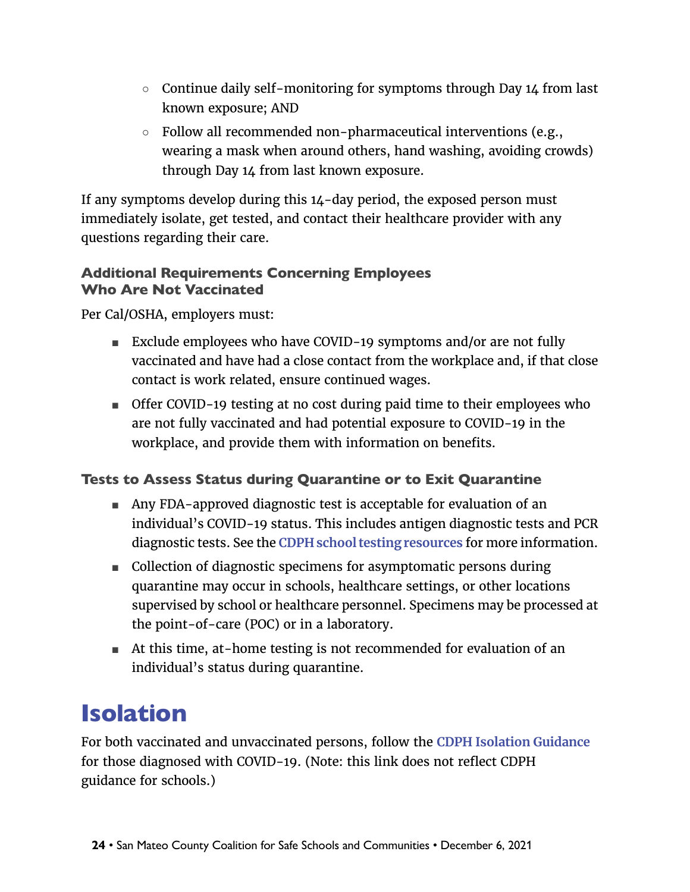- Continue daily self-monitoring for symptoms through Day 14 from last known exposure; AND
- Follow all recommended non-pharmaceutical interventions (e.g., wearing a mask when around others, hand washing, avoiding crowds) through Day 14 from last known exposure.

If any symptoms develop during this 14-day period, the exposed person must immediately isolate, get tested, and contact their healthcare provider with any questions regarding their care.

### Additional Requirements Concerning Employees Who Are Not Vaccinated

Per Cal/OSHA, employers must:

- Exclude employees who have COVID-19 symptoms and/or are not fully vaccinated and have had a close contact from the workplace and, if that close contact is work related, ensure continued wages.
- Offer COVID-19 testing at no cost during paid time to their employees who are not fully vaccinated and had potential exposure to COVID-19 in the workplace, and provide them with information on benefits.

### Tests to Assess Status during Quarantine or to Exit Quarantine

- Any FDA-approved diagnostic test is acceptable for evaluation of an individual's COVID-19 status. This includes antigen diagnostic tests and PCR diagnostic tests. See the **CDPH school testing resources** for more information.
- Collection of diagnostic specimens for asymptomatic persons during quarantine may occur in schools, healthcare settings, or other locations supervised by school or healthcare personnel. Specimens may be processed at the point-of-care (POC) or in a laboratory.
- At this time, at-home testing is not recommended for evaluation of an individual's status during quarantine.

## Isolation

For both vaccinated and unvaccinated persons, follow the **CDPH Isolation Guidance** for those diagnosed with COVID-19. (Note: this link does not reflect CDPH guidance for schools.)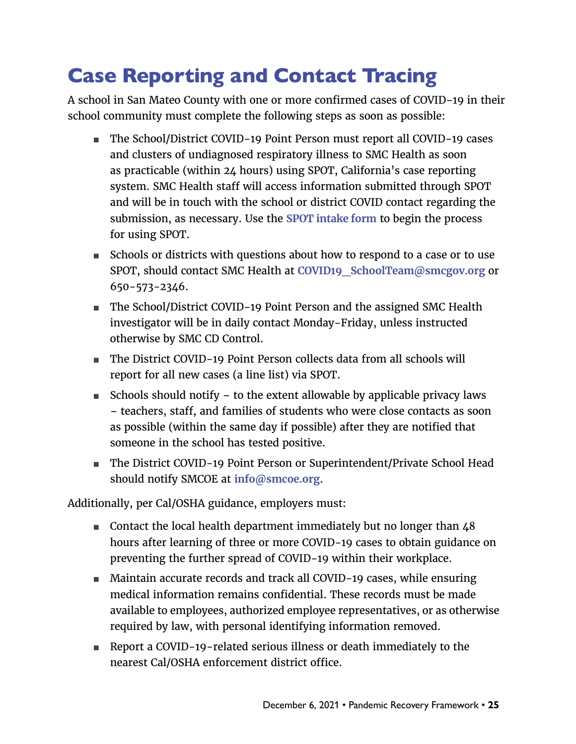# Case Reporting and Contact Tracing

A school in San Mateo County with one or more confirmed cases of COVID-19 in their school community must complete the following steps as soon as possible:

- The School/District COVID-19 Point Person must report all COVID-19 cases and clusters of undiagnosed respiratory illness to SMC Health as soon as practicable (within 24 hours) using SPOT, California's case reporting system. SMC Health staff will access information submitted through SPOT and will be in touch with the school or district COVID contact regarding the submission, as necessary. Use the **SPOT intake form** to begin the process for using SPOT.
- Schools or districts with questions about how to respond to a case or to use SPOT, should contact SMC Health at **COVID19_SchoolTeam@smcgov.org** or 650-573-2346.
- The School/District COVID-19 Point Person and the assigned SMC Health investigator will be in daily contact Monday-Friday, unless instructed otherwise by SMC CD Control.
- The District COVID-19 Point Person collects data from all schools will report for all new cases (a line list) via SPOT.
- Schools should notify – to the extent allowable by applicable privacy laws – teachers, staff, and families of students who were close contacts as soon as possible (within the same day if possible) after they are notified that someone in the school has tested positive.
- The District COVID-19 Point Person or Superintendent/Private School Head should notify SMCOE at **info@smcoe.org**.

Additionally, per Cal/OSHA guidance, employers must:

- Contact the local health department immediately but no longer than 48 hours after learning of three or more COVID-19 cases to obtain guidance on preventing the further spread of COVID-19 within their workplace.
- Maintain accurate records and track all COVID-19 cases, while ensuring medical information remains confidential. These records must be made available to employees, authorized employee representatives, or as otherwise required by law, with personal identifying information removed.
- Report a COVID-19-related serious illness or death immediately to the nearest Cal/OSHA enforcement district office.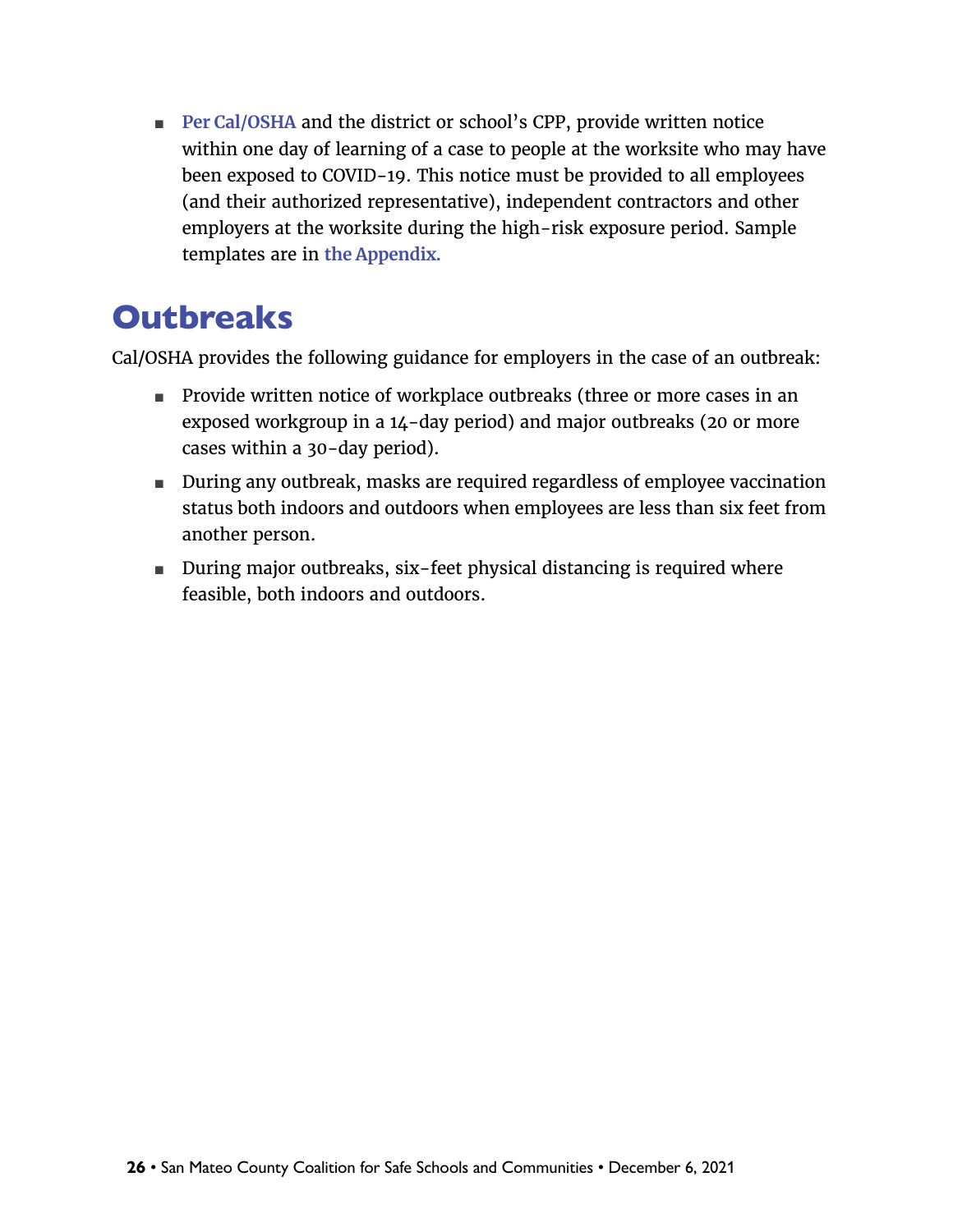- Per Cal/OSHA and the district or school's CPP, provide written notice within one day of learning of a case to people at the worksite who may have been exposed to COVID-19. This notice must be provided to all employees (and their authorized representative), independent contractors and other employers at the worksite during the high-risk exposure period. Sample templates are in the Appendix.

## Outbreaks

Cal/OSHA provides the following guidance for employers in the case of an outbreak:

- Provide written notice of workplace outbreaks (three or more cases in an exposed workgroup in a 14-day period) and major outbreaks (20 or more cases within a 30-day period).
- During any outbreak, masks are required regardless of employee vaccination status both indoors and outdoors when employees are less than six feet from another person.
- During major outbreaks, six-feet physical distancing is required where feasible, both indoors and outdoors.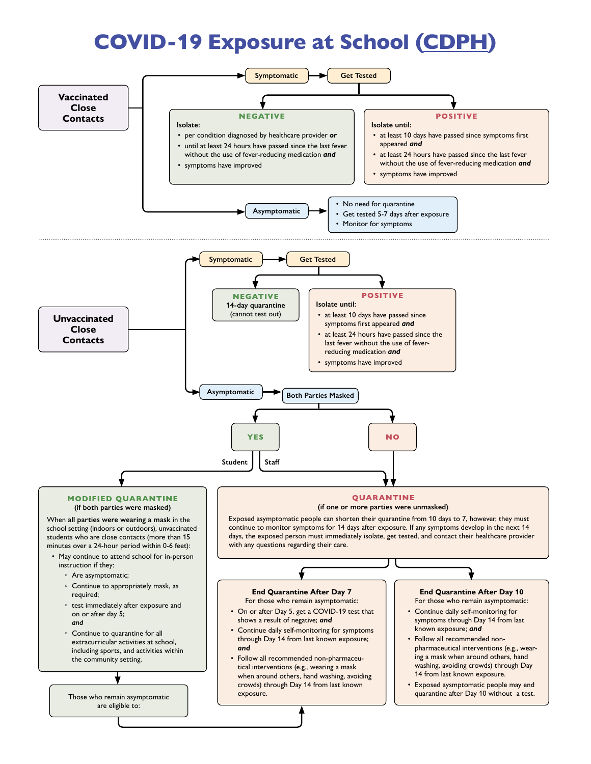# COVID-19 Exposure at School (CDPH)

## Vaccinated Close Contacts

**Symptomatic** → **Get Tested**

**NEGATIVE**

Isolate:

- per condition diagnosed by healthcare provider ***or***
- until at least 24 hours have passed since the last fever without the use of fever-reducing medication ***and***
- symptoms have improved

**POSITIVE**

Isolate until:

- at least 10 days have passed since symptoms first appeared ***and***
- at least 24 hours have passed since the last fever without the use of fever-reducing medication ***and***
- symptoms have improved

**Asymptomatic** →

- No need for quarantine
- Get tested 5-7 days after exposure
- Monitor for symptoms

---

## Unvaccinated Close Contacts

**Symptomatic** → **Get Tested**

**NEGATIVE**

**14-day quarantine**
(cannot test out)

**POSITIVE**

Isolate until:

- at least 10 days have passed since symptoms first appeared ***and***
- at least 24 hours have passed since the last fever without the use of fever-reducing medication ***and***
- symptoms have improved

**Asymptomatic** → **Both Parties Masked**

- **YES** → Student: Modified Quarantine; Staff: Quarantine
- **NO** → Quarantine

### MODIFIED QUARANTINE
**(if both parties were masked)**

When **all parties were wearing a mask** in the school setting (indoors or outdoors), unvaccinated students who are close contacts (more than 15 minutes over a 24-hour period within 0-6 feet):

- May continue to attend school for in-person instruction if they:
  - Are asymptomatic;
  - Continue to appropriately mask, as required;
  - test immediately after exposure and on or after day 5; ***and***
  - Continue to quarantine for all extracurricular activities at school, including sports, and activities within the community setting.

Those who remain asymptomatic are eligible to: End Quarantine After Day 7

### QUARANTINE
**(if one or more parties were unmasked)**

Exposed asymptomatic people can shorten their quarantine from 10 days to 7, however, they must continue to monitor symptoms for 14 days after exposure. If any symptoms develop in the next 14 days, the exposed person must immediately isolate, get tested, and contact their healthcare provider with any questions regarding their care.

#### End Quarantine After Day 7

For those who remain asymptomatic:

- On or after Day 5, get a COVID-19 test that shows a result of negative; ***and***
- Continue daily self-monitoring for symptoms through Day 14 from last known exposure; ***and***
- Follow all recommended non-pharmaceutical interventions (e.g., wearing a mask when around others, hand washing, avoiding crowds) through Day 14 from last known exposure.

#### End Quarantine After Day 10

For those who remain asymptomatic:

- Continue daily self-monitoring for symptoms through Day 14 from last known exposure; ***and***
- Follow all recommended non-pharmaceutical interventions (e.g., wearing a mask when around others, hand washing, avoiding crowds) through Day 14 from last known exposure.
- Exposed aysmptomatic people may end quarantine after Day 10 without a test.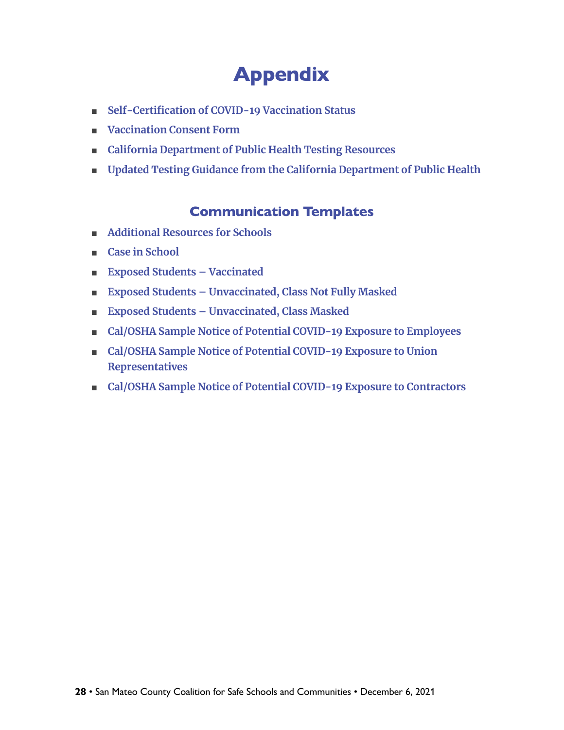# Appendix

- Self-Certification of COVID-19 Vaccination Status
- Vaccination Consent Form
- California Department of Public Health Testing Resources
- Updated Testing Guidance from the California Department of Public Health

## Communication Templates

- Additional Resources for Schools
- Case in School
- Exposed Students – Vaccinated
- Exposed Students – Unvaccinated, Class Not Fully Masked
- Exposed Students – Unvaccinated, Class Masked
- Cal/OSHA Sample Notice of Potential COVID-19 Exposure to Employees
- Cal/OSHA Sample Notice of Potential COVID-19 Exposure to Union Representatives
- Cal/OSHA Sample Notice of Potential COVID-19 Exposure to Contractors